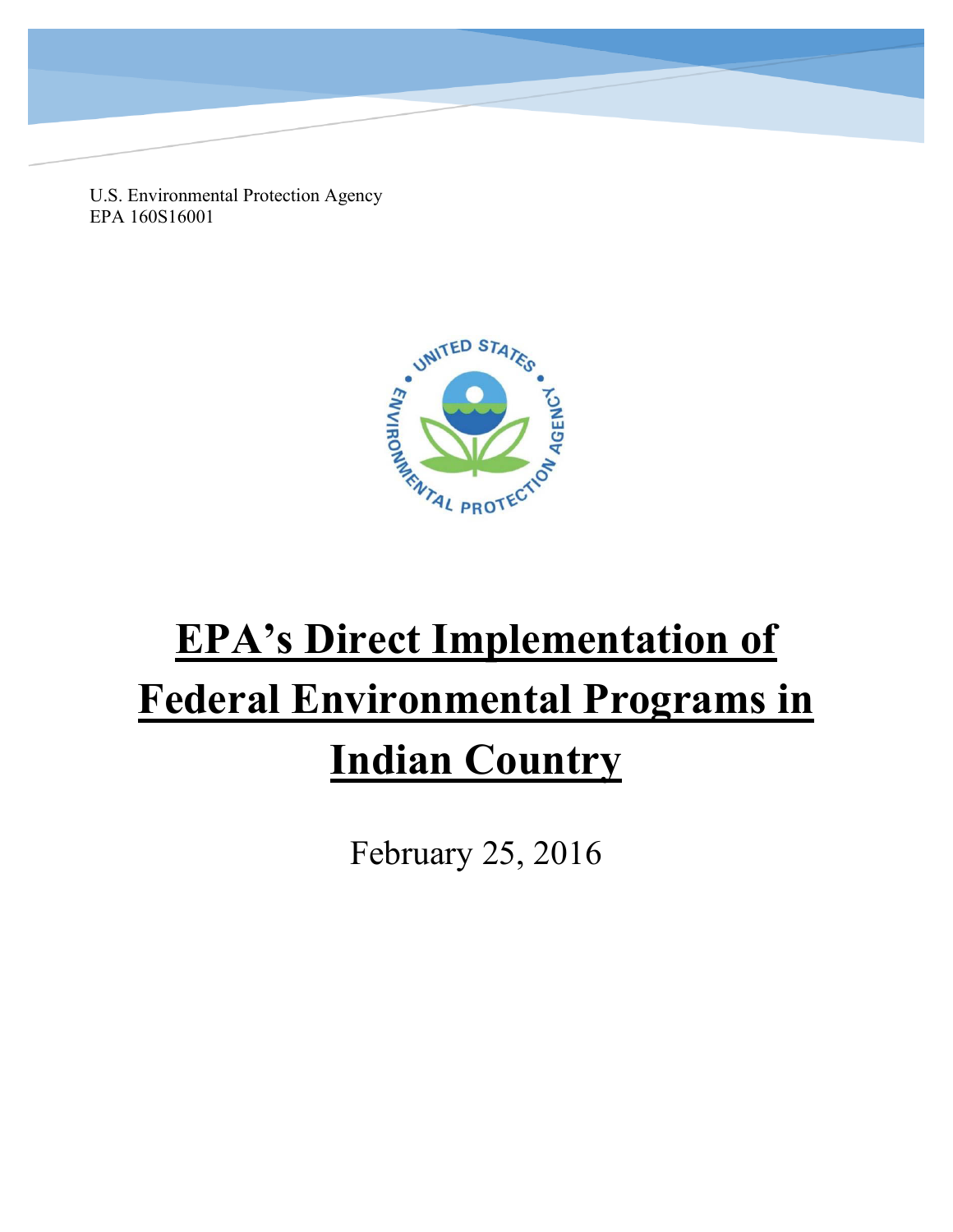U.S. Environmental Protection Agency
EPA 160S16001

# EPA's Direct Implementation of Federal Environmental Programs in Indian Country

February 25, 2016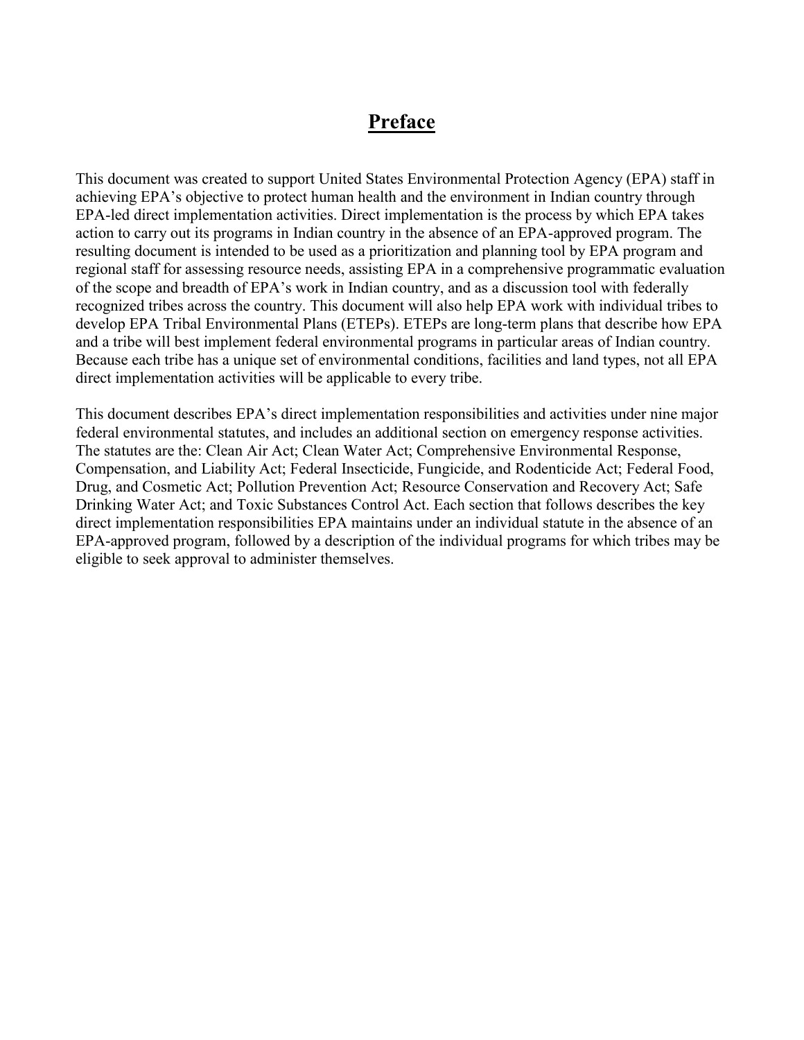# **Preface**

This document was created to support United States Environmental Protection Agency (EPA) staff in achieving EPA's objective to protect human health and the environment in Indian country through EPA-led direct implementation activities. Direct implementation is the process by which EPA takes action to carry out its programs in Indian country in the absence of an EPA-approved program. The resulting document is intended to be used as a prioritization and planning tool by EPA program and regional staff for assessing resource needs, assisting EPA in a comprehensive programmatic evaluation of the scope and breadth of EPA's work in Indian country, and as a discussion tool with federally recognized tribes across the country. This document will also help EPA work with individual tribes to develop EPA Tribal Environmental Plans (ETEPs). ETEPs are long-term plans that describe how EPA and a tribe will best implement federal environmental programs in particular areas of Indian country. Because each tribe has a unique set of environmental conditions, facilities and land types, not all EPA direct implementation activities will be applicable to every tribe.

This document describes EPA's direct implementation responsibilities and activities under nine major federal environmental statutes, and includes an additional section on emergency response activities. The statutes are the: Clean Air Act; Clean Water Act; Comprehensive Environmental Response, Compensation, and Liability Act; Federal Insecticide, Fungicide, and Rodenticide Act; Federal Food, Drug, and Cosmetic Act; Pollution Prevention Act; Resource Conservation and Recovery Act; Safe Drinking Water Act; and Toxic Substances Control Act. Each section that follows describes the key direct implementation responsibilities EPA maintains under an individual statute in the absence of an EPA-approved program, followed by a description of the individual programs for which tribes may be eligible to seek approval to administer themselves.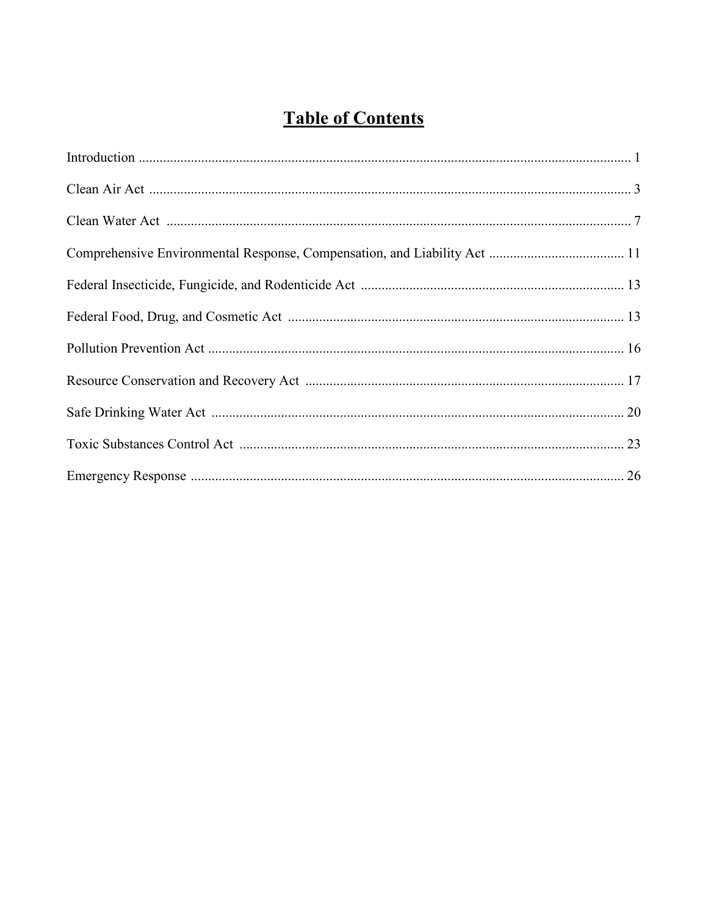# Table of Contents

Introduction ............................................................................................................................ 1

Clean Air Act .......................................................................................................................... 3

Clean Water Act ..................................................................................................................... 7

Comprehensive Environmental Response, Compensation, and Liability Act ....................................... 11

Federal Insecticide, Fungicide, and Rodenticide Act ........................................................................... 13

Federal Food, Drug, and Cosmetic Act ................................................................................................ 13

Pollution Prevention Act ...................................................................................................................... 16

Resource Conservation and Recovery Act ........................................................................................... 17

Safe Drinking Water Act ...................................................................................................................... 20

Toxic Substances Control Act .............................................................................................................. 23

Emergency Response ............................................................................................................................ 26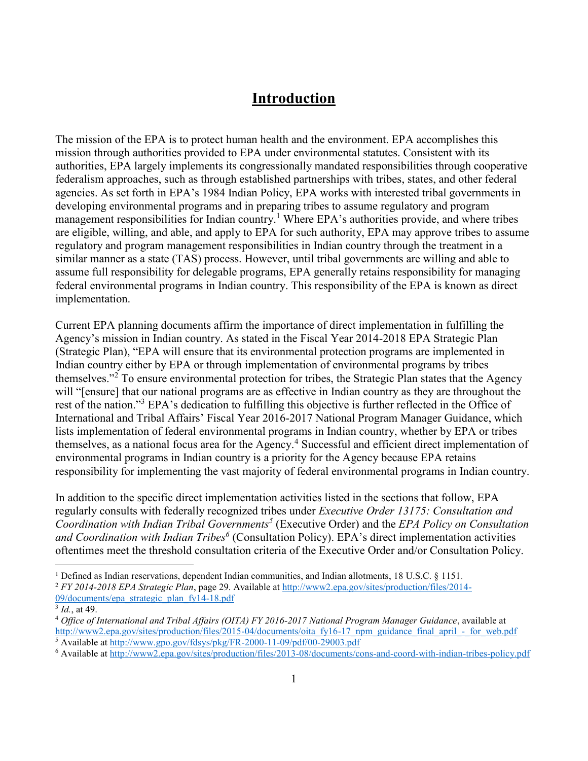# Introduction

The mission of the EPA is to protect human health and the environment. EPA accomplishes this mission through authorities provided to EPA under environmental statutes. Consistent with its authorities, EPA largely implements its congressionally mandated responsibilities through cooperative federalism approaches, such as through established partnerships with tribes, states, and other federal agencies. As set forth in EPA's 1984 Indian Policy, EPA works with interested tribal governments in developing environmental programs and in preparing tribes to assume regulatory and program management responsibilities for Indian country.[1] Where EPA's authorities provide, and where tribes are eligible, willing, and able, and apply to EPA for such authority, EPA may approve tribes to assume regulatory and program management responsibilities in Indian country through the treatment in a similar manner as a state (TAS) process. However, until tribal governments are willing and able to assume full responsibility for delegable programs, EPA generally retains responsibility for managing federal environmental programs in Indian country. This responsibility of the EPA is known as direct implementation.

Current EPA planning documents affirm the importance of direct implementation in fulfilling the Agency's mission in Indian country. As stated in the Fiscal Year 2014-2018 EPA Strategic Plan (Strategic Plan), "EPA will ensure that its environmental protection programs are implemented in Indian country either by EPA or through implementation of environmental programs by tribes themselves."[2] To ensure environmental protection for tribes, the Strategic Plan states that the Agency will "[ensure] that our national programs are as effective in Indian country as they are throughout the rest of the nation."[3] EPA's dedication to fulfilling this objective is further reflected in the Office of International and Tribal Affairs' Fiscal Year 2016-2017 National Program Manager Guidance, which lists implementation of federal environmental programs in Indian country, whether by EPA or tribes themselves, as a national focus area for the Agency.[4] Successful and efficient direct implementation of environmental programs in Indian country is a priority for the Agency because EPA retains responsibility for implementing the vast majority of federal environmental programs in Indian country.

In addition to the specific direct implementation activities listed in the sections that follow, EPA regularly consults with federally recognized tribes under *Executive Order 13175: Consultation and Coordination with Indian Tribal Governments*[5] (Executive Order) and the *EPA Policy on Consultation and Coordination with Indian Tribes*[6] (Consultation Policy). EPA's direct implementation activities oftentimes meet the threshold consultation criteria of the Executive Order and/or Consultation Policy.

---

[1] Defined as Indian reservations, dependent Indian communities, and Indian allotments, 18 U.S.C. § 1151.

[2] *FY 2014-2018 EPA Strategic Plan*, page 29. Available at http://www2.epa.gov/sites/production/files/2014-09/documents/epa_strategic_plan_fy14-18.pdf

[3] *Id.*, at 49.

[4] *Office of International and Tribal Affairs (OITA) FY 2016-2017 National Program Manager Guidance*, available at http://www2.epa.gov/sites/production/files/2015-04/documents/oita_fy16-17_npm_guidance_final_april_-_for_web.pdf

[5] Available at http://www.gpo.gov/fdsys/pkg/FR-2000-11-09/pdf/00-29003.pdf

[6] Available at http://www2.epa.gov/sites/production/files/2013-08/documents/cons-and-coord-with-indian-tribes-policy.pdf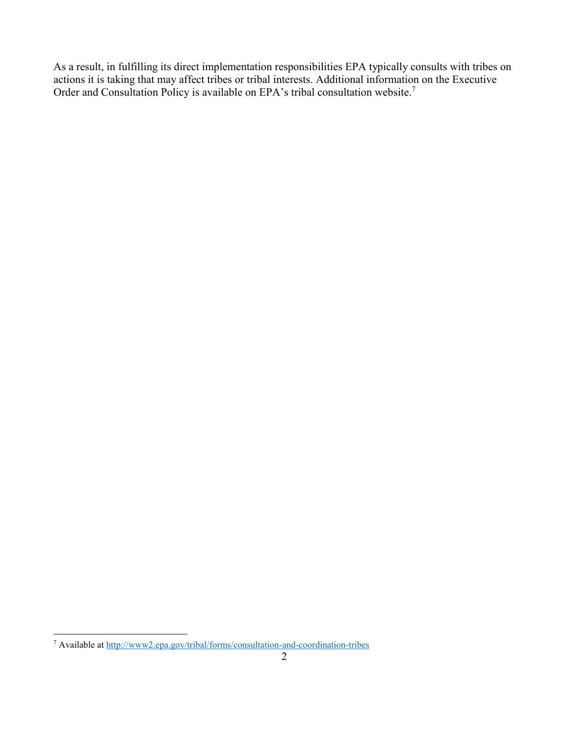As a result, in fulfilling its direct implementation responsibilities EPA typically consults with tribes on actions it is taking that may affect tribes or tribal interests. Additional information on the Executive Order and Consultation Policy is available on EPA's tribal consultation website.[7]

[7] Available at http://www2.epa.gov/tribal/forms/consultation-and-coordination-tribes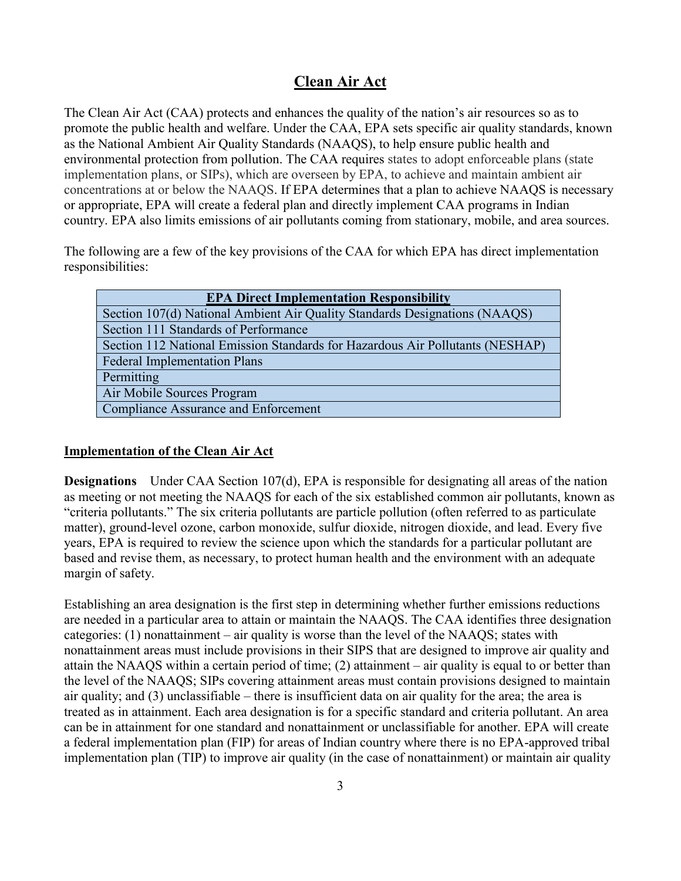# Clean Air Act

The Clean Air Act (CAA) protects and enhances the quality of the nation's air resources so as to promote the public health and welfare. Under the CAA, EPA sets specific air quality standards, known as the National Ambient Air Quality Standards (NAAQS), to help ensure public health and environmental protection from pollution. The CAA requires states to adopt enforceable plans (state implementation plans, or SIPs), which are overseen by EPA, to achieve and maintain ambient air concentrations at or below the NAAQS. If EPA determines that a plan to achieve NAAQS is necessary or appropriate, EPA will create a federal plan and directly implement CAA programs in Indian country. EPA also limits emissions of air pollutants coming from stationary, mobile, and area sources.

The following are a few of the key provisions of the CAA for which EPA has direct implementation responsibilities:

| **EPA Direct Implementation Responsibility** |
|---|
| Section 107(d) National Ambient Air Quality Standards Designations (NAAQS) |
| Section 111 Standards of Performance |
| Section 112 National Emission Standards for Hazardous Air Pollutants (NESHAP) |
| Federal Implementation Plans |
| Permitting |
| Air Mobile Sources Program |
| Compliance Assurance and Enforcement |

## Implementation of the Clean Air Act

**Designations** Under CAA Section 107(d), EPA is responsible for designating all areas of the nation as meeting or not meeting the NAAQS for each of the six established common air pollutants, known as "criteria pollutants." The six criteria pollutants are particle pollution (often referred to as particulate matter), ground-level ozone, carbon monoxide, sulfur dioxide, nitrogen dioxide, and lead. Every five years, EPA is required to review the science upon which the standards for a particular pollutant are based and revise them, as necessary, to protect human health and the environment with an adequate margin of safety.

Establishing an area designation is the first step in determining whether further emissions reductions are needed in a particular area to attain or maintain the NAAQS. The CAA identifies three designation categories: (1) nonattainment – air quality is worse than the level of the NAAQS; states with nonattainment areas must include provisions in their SIPS that are designed to improve air quality and attain the NAAQS within a certain period of time; (2) attainment – air quality is equal to or better than the level of the NAAQS; SIPs covering attainment areas must contain provisions designed to maintain air quality; and (3) unclassifiable – there is insufficient data on air quality for the area; the area is treated as in attainment. Each area designation is for a specific standard and criteria pollutant. An area can be in attainment for one standard and nonattainment or unclassifiable for another. EPA will create a federal implementation plan (FIP) for areas of Indian country where there is no EPA-approved tribal implementation plan (TIP) to improve air quality (in the case of nonattainment) or maintain air quality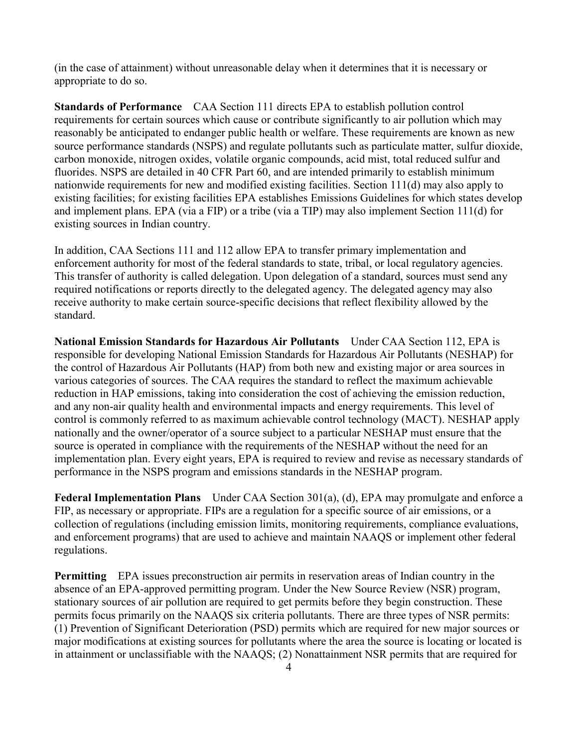(in the case of attainment) without unreasonable delay when it determines that it is necessary or appropriate to do so.

**Standards of Performance** CAA Section 111 directs EPA to establish pollution control requirements for certain sources which cause or contribute significantly to air pollution which may reasonably be anticipated to endanger public health or welfare. These requirements are known as new source performance standards (NSPS) and regulate pollutants such as particulate matter, sulfur dioxide, carbon monoxide, nitrogen oxides, volatile organic compounds, acid mist, total reduced sulfur and fluorides. NSPS are detailed in 40 CFR Part 60, and are intended primarily to establish minimum nationwide requirements for new and modified existing facilities. Section 111(d) may also apply to existing facilities; for existing facilities EPA establishes Emissions Guidelines for which states develop and implement plans. EPA (via a FIP) or a tribe (via a TIP) may also implement Section 111(d) for existing sources in Indian country.

In addition, CAA Sections 111 and 112 allow EPA to transfer primary implementation and enforcement authority for most of the federal standards to state, tribal, or local regulatory agencies. This transfer of authority is called delegation. Upon delegation of a standard, sources must send any required notifications or reports directly to the delegated agency. The delegated agency may also receive authority to make certain source-specific decisions that reflect flexibility allowed by the standard.

**National Emission Standards for Hazardous Air Pollutants** Under CAA Section 112, EPA is responsible for developing National Emission Standards for Hazardous Air Pollutants (NESHAP) for the control of Hazardous Air Pollutants (HAP) from both new and existing major or area sources in various categories of sources. The CAA requires the standard to reflect the maximum achievable reduction in HAP emissions, taking into consideration the cost of achieving the emission reduction, and any non-air quality health and environmental impacts and energy requirements. This level of control is commonly referred to as maximum achievable control technology (MACT). NESHAP apply nationally and the owner/operator of a source subject to a particular NESHAP must ensure that the source is operated in compliance with the requirements of the NESHAP without the need for an implementation plan. Every eight years, EPA is required to review and revise as necessary standards of performance in the NSPS program and emissions standards in the NESHAP program.

**Federal Implementation Plans** Under CAA Section 301(a), (d), EPA may promulgate and enforce a FIP, as necessary or appropriate. FIPs are a regulation for a specific source of air emissions, or a collection of regulations (including emission limits, monitoring requirements, compliance evaluations, and enforcement programs) that are used to achieve and maintain NAAQS or implement other federal regulations.

**Permitting** EPA issues preconstruction air permits in reservation areas of Indian country in the absence of an EPA-approved permitting program. Under the New Source Review (NSR) program, stationary sources of air pollution are required to get permits before they begin construction. These permits focus primarily on the NAAQS six criteria pollutants. There are three types of NSR permits: (1) Prevention of Significant Deterioration (PSD) permits which are required for new major sources or major modifications at existing sources for pollutants where the area the source is locating or located is in attainment or unclassifiable with the NAAQS; (2) Nonattainment NSR permits that are required for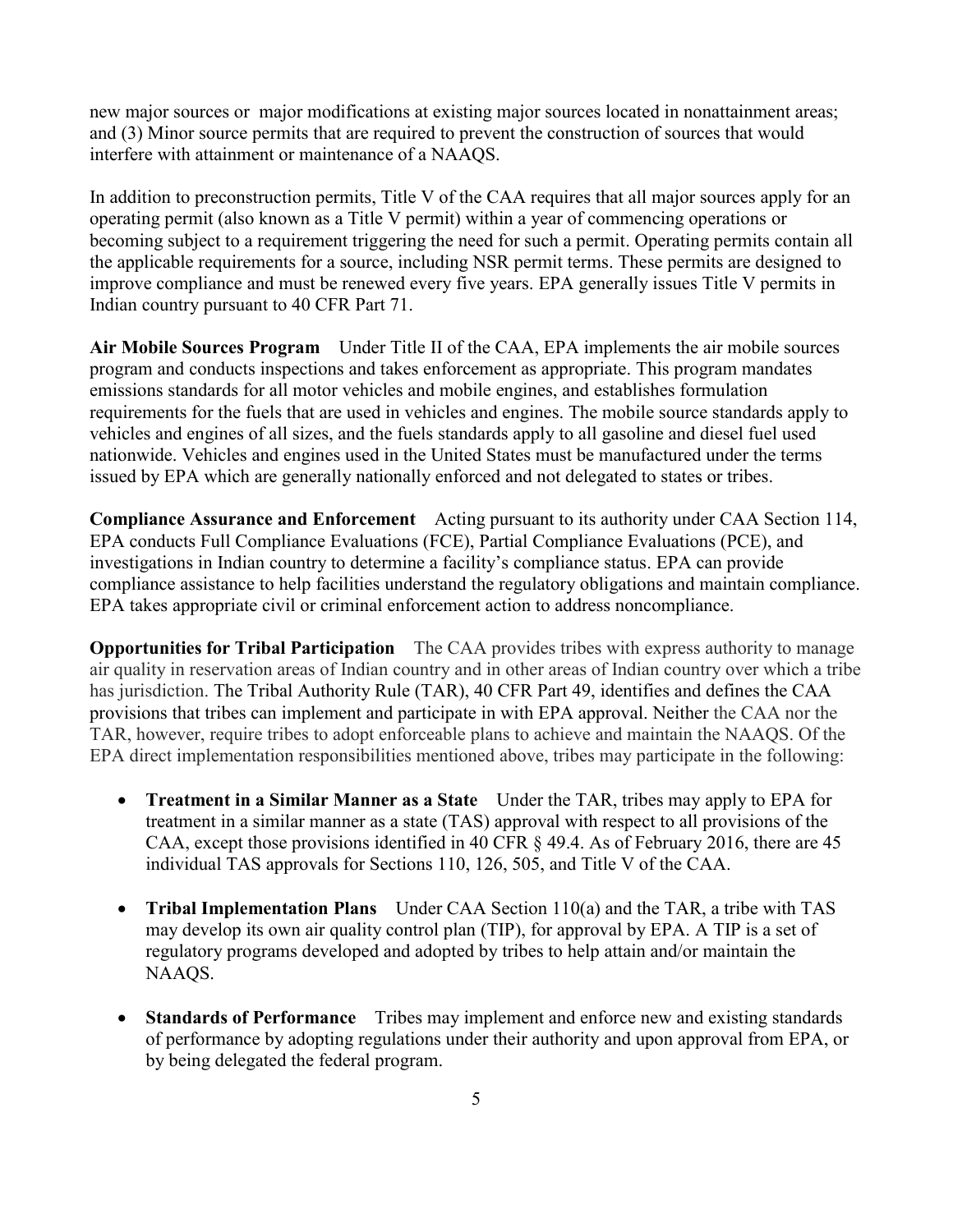new major sources or major modifications at existing major sources located in nonattainment areas; and (3) Minor source permits that are required to prevent the construction of sources that would interfere with attainment or maintenance of a NAAQS.

In addition to preconstruction permits, Title V of the CAA requires that all major sources apply for an operating permit (also known as a Title V permit) within a year of commencing operations or becoming subject to a requirement triggering the need for such a permit. Operating permits contain all the applicable requirements for a source, including NSR permit terms. These permits are designed to improve compliance and must be renewed every five years. EPA generally issues Title V permits in Indian country pursuant to 40 CFR Part 71.

**Air Mobile Sources Program** Under Title II of the CAA, EPA implements the air mobile sources program and conducts inspections and takes enforcement as appropriate. This program mandates emissions standards for all motor vehicles and mobile engines, and establishes formulation requirements for the fuels that are used in vehicles and engines. The mobile source standards apply to vehicles and engines of all sizes, and the fuels standards apply to all gasoline and diesel fuel used nationwide. Vehicles and engines used in the United States must be manufactured under the terms issued by EPA which are generally nationally enforced and not delegated to states or tribes.

**Compliance Assurance and Enforcement** Acting pursuant to its authority under CAA Section 114, EPA conducts Full Compliance Evaluations (FCE), Partial Compliance Evaluations (PCE), and investigations in Indian country to determine a facility's compliance status. EPA can provide compliance assistance to help facilities understand the regulatory obligations and maintain compliance. EPA takes appropriate civil or criminal enforcement action to address noncompliance.

**Opportunities for Tribal Participation** The CAA provides tribes with express authority to manage air quality in reservation areas of Indian country and in other areas of Indian country over which a tribe has jurisdiction. The Tribal Authority Rule (TAR), 40 CFR Part 49, identifies and defines the CAA provisions that tribes can implement and participate in with EPA approval. Neither the CAA nor the TAR, however, require tribes to adopt enforceable plans to achieve and maintain the NAAQS. Of the EPA direct implementation responsibilities mentioned above, tribes may participate in the following:

- **Treatment in a Similar Manner as a State** Under the TAR, tribes may apply to EPA for treatment in a similar manner as a state (TAS) approval with respect to all provisions of the CAA, except those provisions identified in 40 CFR § 49.4. As of February 2016, there are 45 individual TAS approvals for Sections 110, 126, 505, and Title V of the CAA.

- **Tribal Implementation Plans** Under CAA Section 110(a) and the TAR, a tribe with TAS may develop its own air quality control plan (TIP), for approval by EPA. A TIP is a set of regulatory programs developed and adopted by tribes to help attain and/or maintain the NAAQS.

- **Standards of Performance** Tribes may implement and enforce new and existing standards of performance by adopting regulations under their authority and upon approval from EPA, or by being delegated the federal program.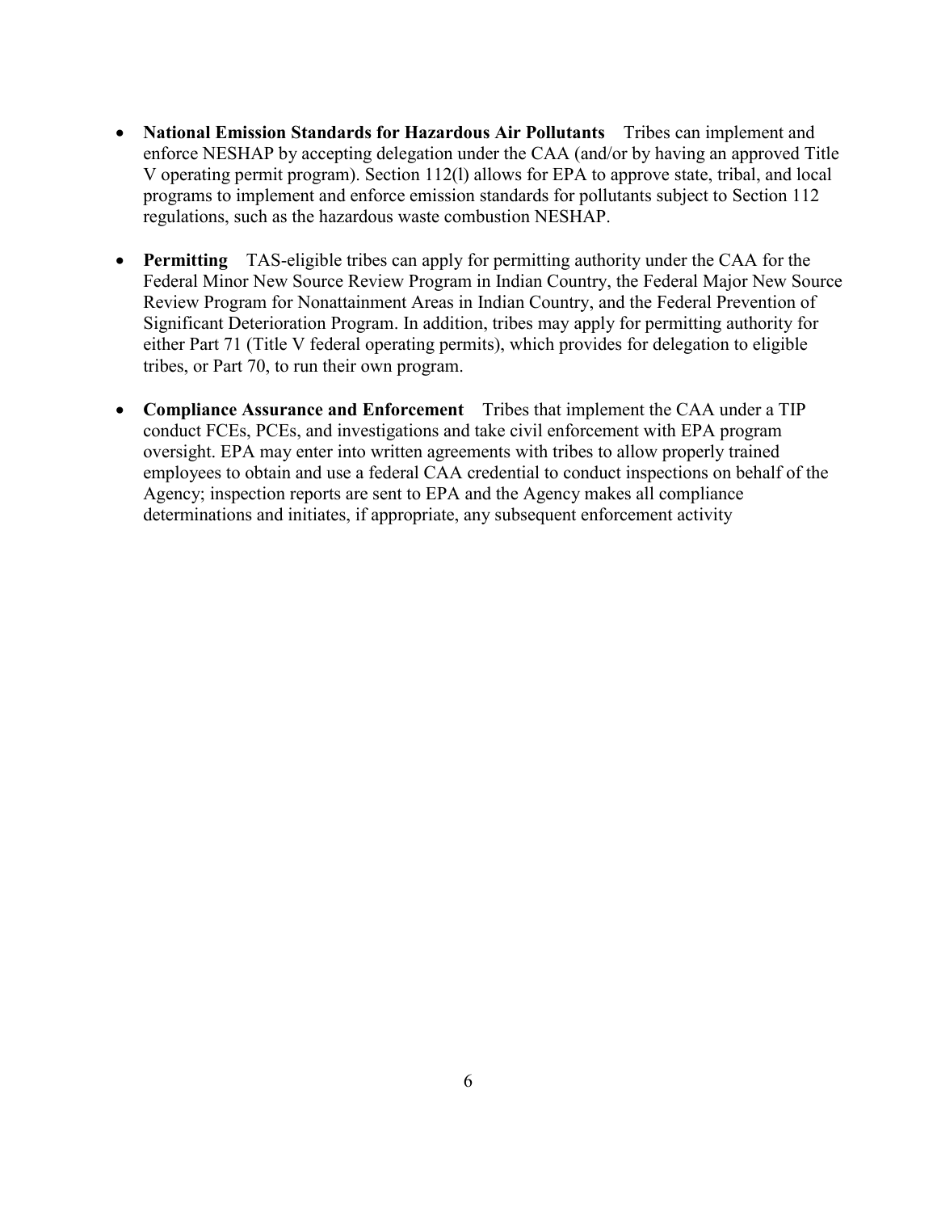- **National Emission Standards for Hazardous Air Pollutants** Tribes can implement and enforce NESHAP by accepting delegation under the CAA (and/or by having an approved Title V operating permit program). Section 112(l) allows for EPA to approve state, tribal, and local programs to implement and enforce emission standards for pollutants subject to Section 112 regulations, such as the hazardous waste combustion NESHAP.

- **Permitting** TAS-eligible tribes can apply for permitting authority under the CAA for the Federal Minor New Source Review Program in Indian Country, the Federal Major New Source Review Program for Nonattainment Areas in Indian Country, and the Federal Prevention of Significant Deterioration Program. In addition, tribes may apply for permitting authority for either Part 71 (Title V federal operating permits), which provides for delegation to eligible tribes, or Part 70, to run their own program.

- **Compliance Assurance and Enforcement** Tribes that implement the CAA under a TIP conduct FCEs, PCEs, and investigations and take civil enforcement with EPA program oversight. EPA may enter into written agreements with tribes to allow properly trained employees to obtain and use a federal CAA credential to conduct inspections on behalf of the Agency; inspection reports are sent to EPA and the Agency makes all compliance determinations and initiates, if appropriate, any subsequent enforcement activity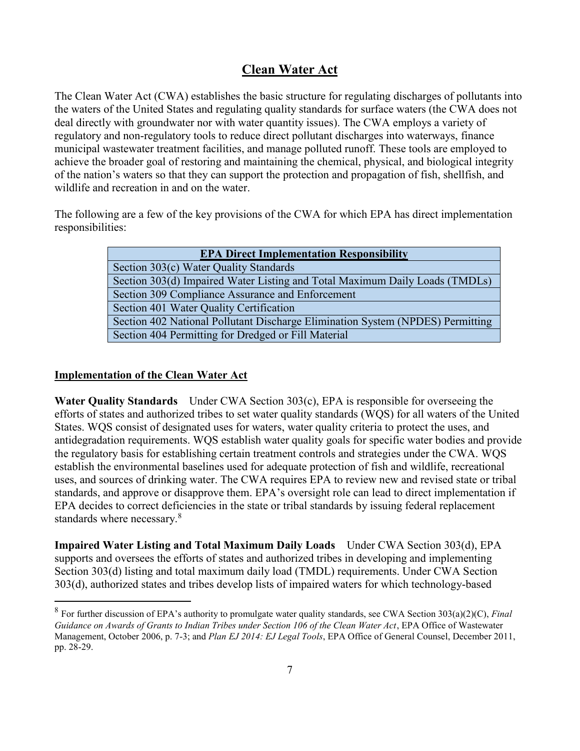# Clean Water Act

The Clean Water Act (CWA) establishes the basic structure for regulating discharges of pollutants into the waters of the United States and regulating quality standards for surface waters (the CWA does not deal directly with groundwater nor with water quantity issues). The CWA employs a variety of regulatory and non-regulatory tools to reduce direct pollutant discharges into waterways, finance municipal wastewater treatment facilities, and manage polluted runoff. These tools are employed to achieve the broader goal of restoring and maintaining the chemical, physical, and biological integrity of the nation's waters so that they can support the protection and propagation of fish, shellfish, and wildlife and recreation in and on the water.

The following are a few of the key provisions of the CWA for which EPA has direct implementation responsibilities:

| EPA Direct Implementation Responsibility |
| --- |
| Section 303(c) Water Quality Standards |
| Section 303(d) Impaired Water Listing and Total Maximum Daily Loads (TMDLs) |
| Section 309 Compliance Assurance and Enforcement |
| Section 401 Water Quality Certification |
| Section 402 National Pollutant Discharge Elimination System (NPDES) Permitting |
| Section 404 Permitting for Dredged or Fill Material |

## Implementation of the Clean Water Act

**Water Quality Standards** Under CWA Section 303(c), EPA is responsible for overseeing the efforts of states and authorized tribes to set water quality standards (WQS) for all waters of the United States. WQS consist of designated uses for waters, water quality criteria to protect the uses, and antidegradation requirements. WQS establish water quality goals for specific water bodies and provide the regulatory basis for establishing certain treatment controls and strategies under the CWA. WQS establish the environmental baselines used for adequate protection of fish and wildlife, recreational uses, and sources of drinking water. The CWA requires EPA to review new and revised state or tribal standards, and approve or disapprove them. EPA's oversight role can lead to direct implementation if EPA decides to correct deficiencies in the state or tribal standards by issuing federal replacement standards where necessary.[8]

**Impaired Water Listing and Total Maximum Daily Loads** Under CWA Section 303(d), EPA supports and oversees the efforts of states and authorized tribes in developing and implementing Section 303(d) listing and total maximum daily load (TMDL) requirements. Under CWA Section 303(d), authorized states and tribes develop lists of impaired waters for which technology-based

[8] For further discussion of EPA's authority to promulgate water quality standards, see CWA Section 303(a)(2)(C), *Final Guidance on Awards of Grants to Indian Tribes under Section 106 of the Clean Water Act*, EPA Office of Wastewater Management, October 2006, p. 7-3; and *Plan EJ 2014: EJ Legal Tools*, EPA Office of General Counsel, December 2011, pp. 28-29.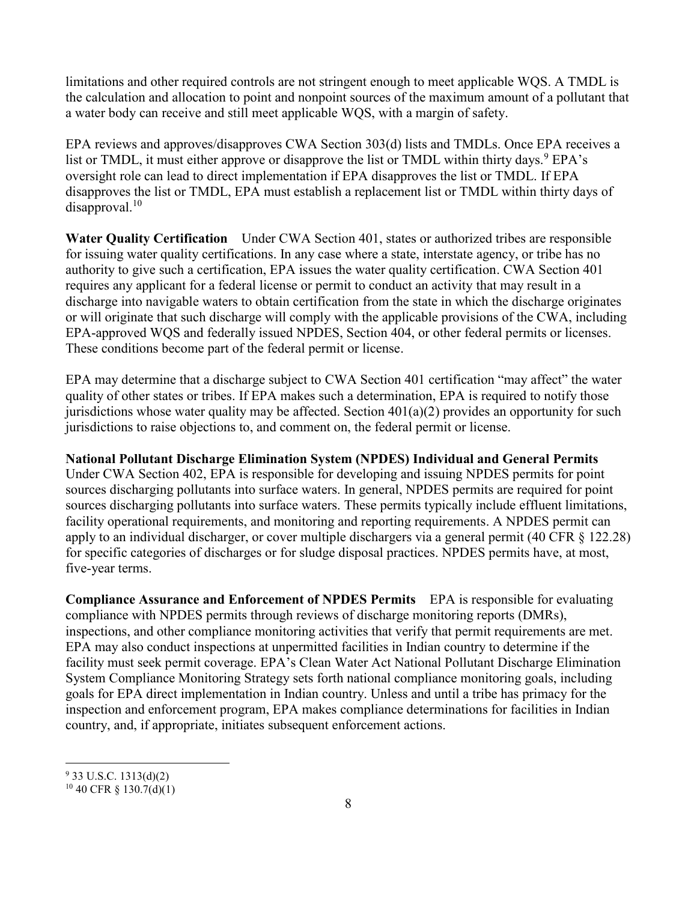limitations and other required controls are not stringent enough to meet applicable WQS. A TMDL is the calculation and allocation to point and nonpoint sources of the maximum amount of a pollutant that a water body can receive and still meet applicable WQS, with a margin of safety.

EPA reviews and approves/disapproves CWA Section 303(d) lists and TMDLs. Once EPA receives a list or TMDL, it must either approve or disapprove the list or TMDL within thirty days.[9] EPA's oversight role can lead to direct implementation if EPA disapproves the list or TMDL. If EPA disapproves the list or TMDL, EPA must establish a replacement list or TMDL within thirty days of disapproval.[10]

**Water Quality Certification** Under CWA Section 401, states or authorized tribes are responsible for issuing water quality certifications. In any case where a state, interstate agency, or tribe has no authority to give such a certification, EPA issues the water quality certification. CWA Section 401 requires any applicant for a federal license or permit to conduct an activity that may result in a discharge into navigable waters to obtain certification from the state in which the discharge originates or will originate that such discharge will comply with the applicable provisions of the CWA, including EPA-approved WQS and federally issued NPDES, Section 404, or other federal permits or licenses. These conditions become part of the federal permit or license.

EPA may determine that a discharge subject to CWA Section 401 certification "may affect" the water quality of other states or tribes. If EPA makes such a determination, EPA is required to notify those jurisdictions whose water quality may be affected. Section 401(a)(2) provides an opportunity for such jurisdictions to raise objections to, and comment on, the federal permit or license.

**National Pollutant Discharge Elimination System (NPDES) Individual and General Permits**
Under CWA Section 402, EPA is responsible for developing and issuing NPDES permits for point sources discharging pollutants into surface waters. In general, NPDES permits are required for point sources discharging pollutants into surface waters. These permits typically include effluent limitations, facility operational requirements, and monitoring and reporting requirements. A NPDES permit can apply to an individual discharger, or cover multiple dischargers via a general permit (40 CFR § 122.28) for specific categories of discharges or for sludge disposal practices. NPDES permits have, at most, five-year terms.

**Compliance Assurance and Enforcement of NPDES Permits** EPA is responsible for evaluating compliance with NPDES permits through reviews of discharge monitoring reports (DMRs), inspections, and other compliance monitoring activities that verify that permit requirements are met. EPA may also conduct inspections at unpermitted facilities in Indian country to determine if the facility must seek permit coverage. EPA's Clean Water Act National Pollutant Discharge Elimination System Compliance Monitoring Strategy sets forth national compliance monitoring goals, including goals for EPA direct implementation in Indian country. Unless and until a tribe has primacy for the inspection and enforcement program, EPA makes compliance determinations for facilities in Indian country, and, if appropriate, initiates subsequent enforcement actions.

---

[9] 33 U.S.C. 1313(d)(2)

[10] 40 CFR § 130.7(d)(1)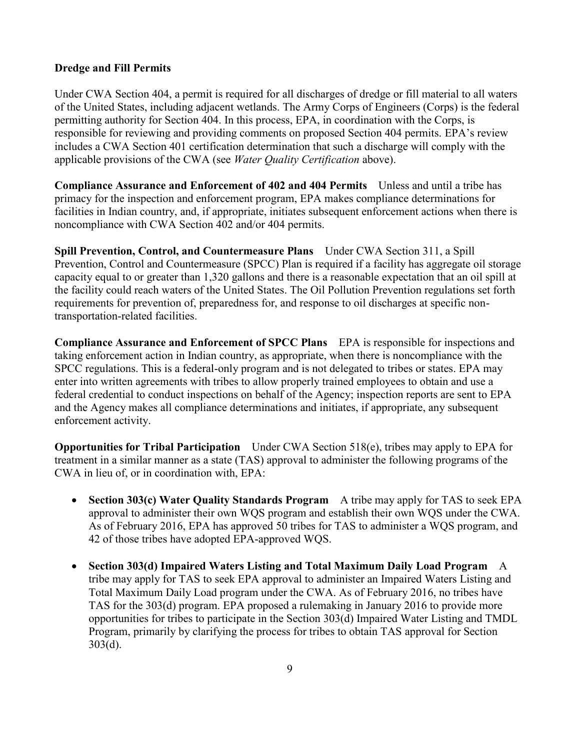**Dredge and Fill Permits**

Under CWA Section 404, a permit is required for all discharges of dredge or fill material to all waters of the United States, including adjacent wetlands. The Army Corps of Engineers (Corps) is the federal permitting authority for Section 404. In this process, EPA, in coordination with the Corps, is responsible for reviewing and providing comments on proposed Section 404 permits. EPA's review includes a CWA Section 401 certification determination that such a discharge will comply with the applicable provisions of the CWA (see *Water Quality Certification* above).

**Compliance Assurance and Enforcement of 402 and 404 Permits** Unless and until a tribe has primacy for the inspection and enforcement program, EPA makes compliance determinations for facilities in Indian country, and, if appropriate, initiates subsequent enforcement actions when there is noncompliance with CWA Section 402 and/or 404 permits.

**Spill Prevention, Control, and Countermeasure Plans** Under CWA Section 311, a Spill Prevention, Control and Countermeasure (SPCC) Plan is required if a facility has aggregate oil storage capacity equal to or greater than 1,320 gallons and there is a reasonable expectation that an oil spill at the facility could reach waters of the United States. The Oil Pollution Prevention regulations set forth requirements for prevention of, preparedness for, and response to oil discharges at specific non-transportation-related facilities.

**Compliance Assurance and Enforcement of SPCC Plans** EPA is responsible for inspections and taking enforcement action in Indian country, as appropriate, when there is noncompliance with the SPCC regulations. This is a federal-only program and is not delegated to tribes or states. EPA may enter into written agreements with tribes to allow properly trained employees to obtain and use a federal credential to conduct inspections on behalf of the Agency; inspection reports are sent to EPA and the Agency makes all compliance determinations and initiates, if appropriate, any subsequent enforcement activity.

**Opportunities for Tribal Participation** Under CWA Section 518(e), tribes may apply to EPA for treatment in a similar manner as a state (TAS) approval to administer the following programs of the CWA in lieu of, or in coordination with, EPA:

- **Section 303(c) Water Quality Standards Program** A tribe may apply for TAS to seek EPA approval to administer their own WQS program and establish their own WQS under the CWA. As of February 2016, EPA has approved 50 tribes for TAS to administer a WQS program, and 42 of those tribes have adopted EPA-approved WQS.
- **Section 303(d) Impaired Waters Listing and Total Maximum Daily Load Program** A tribe may apply for TAS to seek EPA approval to administer an Impaired Waters Listing and Total Maximum Daily Load program under the CWA. As of February 2016, no tribes have TAS for the 303(d) program. EPA proposed a rulemaking in January 2016 to provide more opportunities for tribes to participate in the Section 303(d) Impaired Water Listing and TMDL Program, primarily by clarifying the process for tribes to obtain TAS approval for Section 303(d).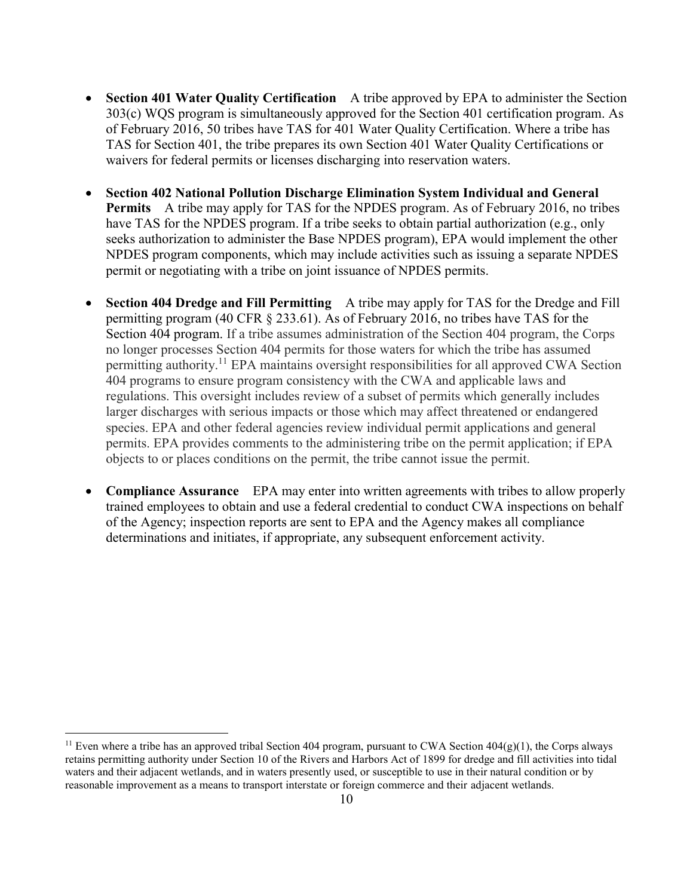- **Section 401 Water Quality Certification** A tribe approved by EPA to administer the Section 303(c) WQS program is simultaneously approved for the Section 401 certification program. As of February 2016, 50 tribes have TAS for 401 Water Quality Certification. Where a tribe has TAS for Section 401, the tribe prepares its own Section 401 Water Quality Certifications or waivers for federal permits or licenses discharging into reservation waters.

- **Section 402 National Pollution Discharge Elimination System Individual and General Permits** A tribe may apply for TAS for the NPDES program. As of February 2016, no tribes have TAS for the NPDES program. If a tribe seeks to obtain partial authorization (e.g., only seeks authorization to administer the Base NPDES program), EPA would implement the other NPDES program components, which may include activities such as issuing a separate NPDES permit or negotiating with a tribe on joint issuance of NPDES permits.

- **Section 404 Dredge and Fill Permitting** A tribe may apply for TAS for the Dredge and Fill permitting program (40 CFR § 233.61). As of February 2016, no tribes have TAS for the Section 404 program. If a tribe assumes administration of the Section 404 program, the Corps no longer processes Section 404 permits for those waters for which the tribe has assumed permitting authority.[11] EPA maintains oversight responsibilities for all approved CWA Section 404 programs to ensure program consistency with the CWA and applicable laws and regulations. This oversight includes review of a subset of permits which generally includes larger discharges with serious impacts or those which may affect threatened or endangered species. EPA and other federal agencies review individual permit applications and general permits. EPA provides comments to the administering tribe on the permit application; if EPA objects to or places conditions on the permit, the tribe cannot issue the permit.

- **Compliance Assurance** EPA may enter into written agreements with tribes to allow properly trained employees to obtain and use a federal credential to conduct CWA inspections on behalf of the Agency; inspection reports are sent to EPA and the Agency makes all compliance determinations and initiates, if appropriate, any subsequent enforcement activity.

[11] Even where a tribe has an approved tribal Section 404 program, pursuant to CWA Section 404(g)(1), the Corps always retains permitting authority under Section 10 of the Rivers and Harbors Act of 1899 for dredge and fill activities into tidal waters and their adjacent wetlands, and in waters presently used, or susceptible to use in their natural condition or by reasonable improvement as a means to transport interstate or foreign commerce and their adjacent wetlands.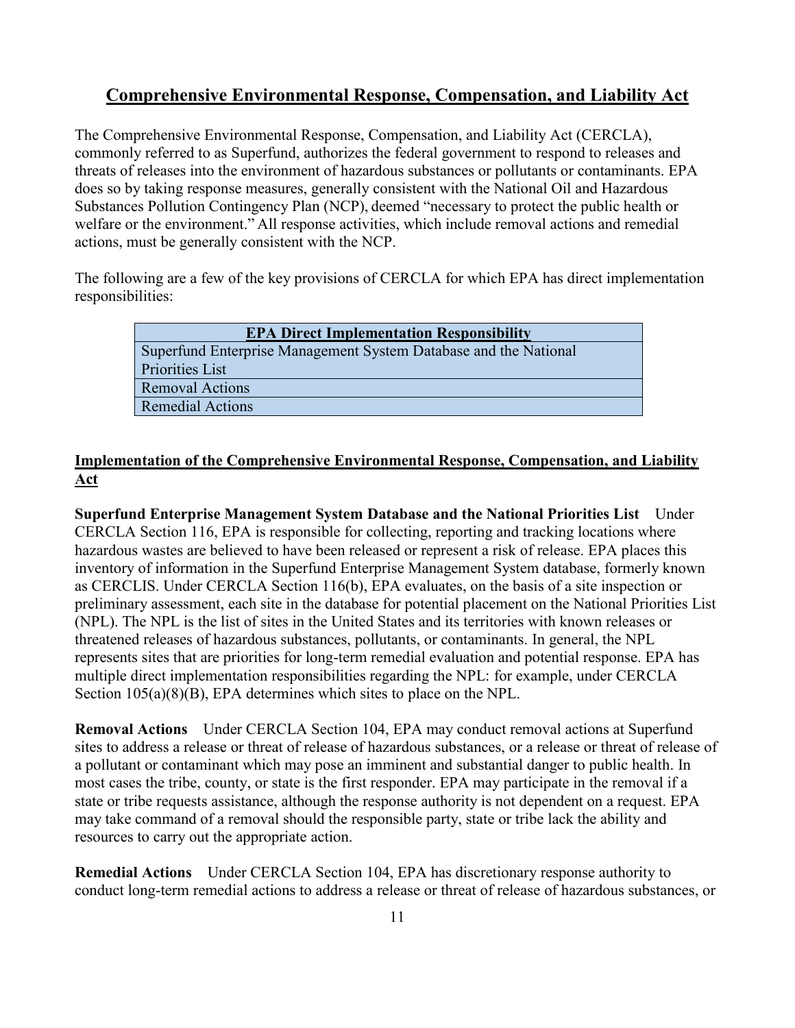## Comprehensive Environmental Response, Compensation, and Liability Act

The Comprehensive Environmental Response, Compensation, and Liability Act (CERCLA), commonly referred to as Superfund, authorizes the federal government to respond to releases and threats of releases into the environment of hazardous substances or pollutants or contaminants. EPA does so by taking response measures, generally consistent with the National Oil and Hazardous Substances Pollution Contingency Plan (NCP), deemed "necessary to protect the public health or welfare or the environment." All response activities, which include removal actions and remedial actions, must be generally consistent with the NCP.

The following are a few of the key provisions of CERCLA for which EPA has direct implementation responsibilities:

| EPA Direct Implementation Responsibility |
| --- |
| Superfund Enterprise Management System Database and the National Priorities List |
| Removal Actions |
| Remedial Actions |

### Implementation of the Comprehensive Environmental Response, Compensation, and Liability Act

**Superfund Enterprise Management System Database and the National Priorities List** Under CERCLA Section 116, EPA is responsible for collecting, reporting and tracking locations where hazardous wastes are believed to have been released or represent a risk of release. EPA places this inventory of information in the Superfund Enterprise Management System database, formerly known as CERCLIS. Under CERCLA Section 116(b), EPA evaluates, on the basis of a site inspection or preliminary assessment, each site in the database for potential placement on the National Priorities List (NPL). The NPL is the list of sites in the United States and its territories with known releases or threatened releases of hazardous substances, pollutants, or contaminants. In general, the NPL represents sites that are priorities for long-term remedial evaluation and potential response. EPA has multiple direct implementation responsibilities regarding the NPL: for example, under CERCLA Section 105(a)(8)(B), EPA determines which sites to place on the NPL.

**Removal Actions** Under CERCLA Section 104, EPA may conduct removal actions at Superfund sites to address a release or threat of release of hazardous substances, or a release or threat of release of a pollutant or contaminant which may pose an imminent and substantial danger to public health. In most cases the tribe, county, or state is the first responder. EPA may participate in the removal if a state or tribe requests assistance, although the response authority is not dependent on a request. EPA may take command of a removal should the responsible party, state or tribe lack the ability and resources to carry out the appropriate action.

**Remedial Actions** Under CERCLA Section 104, EPA has discretionary response authority to conduct long-term remedial actions to address a release or threat of release of hazardous substances, or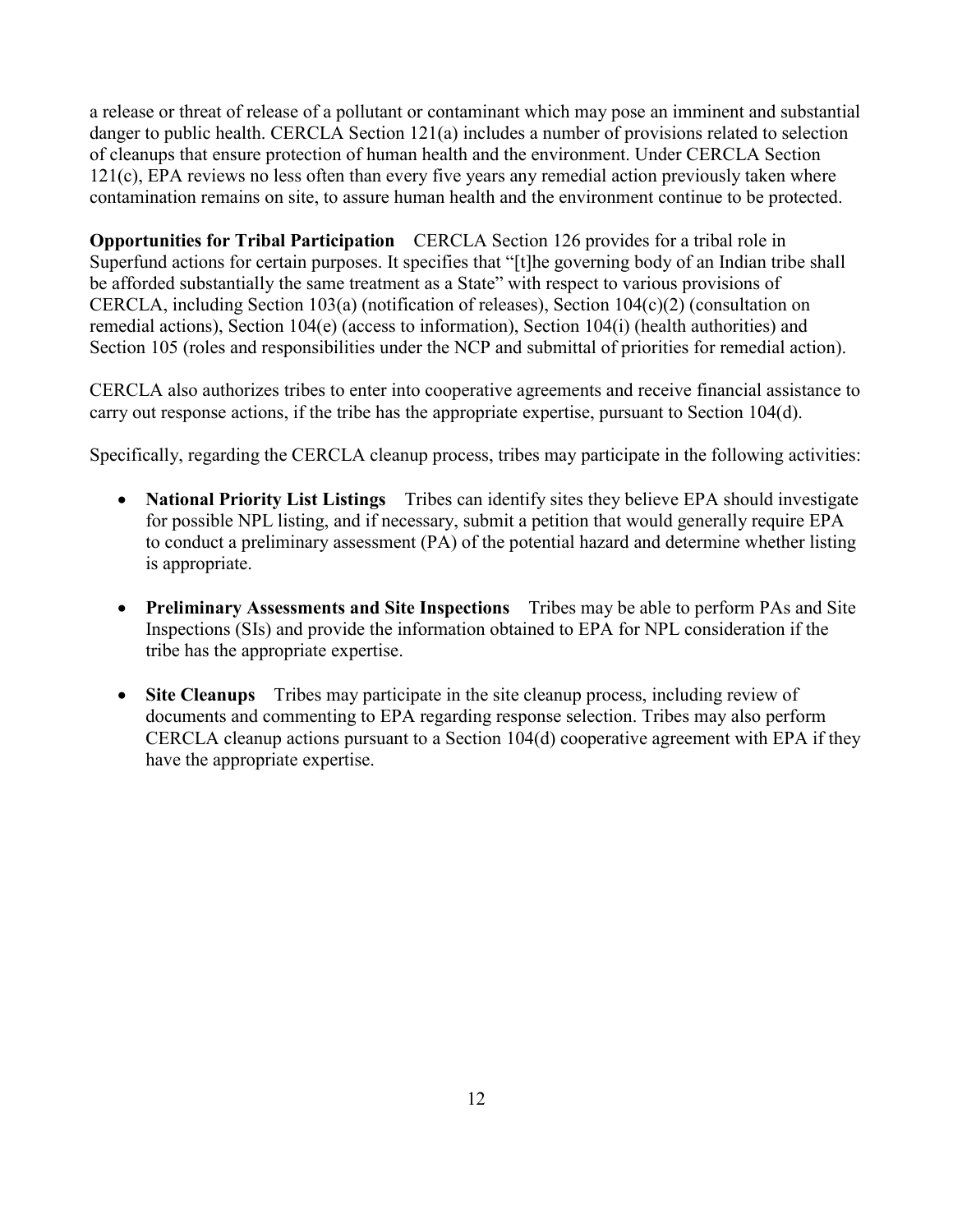a release or threat of release of a pollutant or contaminant which may pose an imminent and substantial danger to public health. CERCLA Section 121(a) includes a number of provisions related to selection of cleanups that ensure protection of human health and the environment. Under CERCLA Section 121(c), EPA reviews no less often than every five years any remedial action previously taken where contamination remains on site, to assure human health and the environment continue to be protected.

**Opportunities for Tribal Participation** CERCLA Section 126 provides for a tribal role in Superfund actions for certain purposes. It specifies that "[t]he governing body of an Indian tribe shall be afforded substantially the same treatment as a State" with respect to various provisions of CERCLA, including Section 103(a) (notification of releases), Section 104(c)(2) (consultation on remedial actions), Section 104(e) (access to information), Section 104(i) (health authorities) and Section 105 (roles and responsibilities under the NCP and submittal of priorities for remedial action).

CERCLA also authorizes tribes to enter into cooperative agreements and receive financial assistance to carry out response actions, if the tribe has the appropriate expertise, pursuant to Section 104(d).

Specifically, regarding the CERCLA cleanup process, tribes may participate in the following activities:

- **National Priority List Listings** Tribes can identify sites they believe EPA should investigate for possible NPL listing, and if necessary, submit a petition that would generally require EPA to conduct a preliminary assessment (PA) of the potential hazard and determine whether listing is appropriate.

- **Preliminary Assessments and Site Inspections** Tribes may be able to perform PAs and Site Inspections (SIs) and provide the information obtained to EPA for NPL consideration if the tribe has the appropriate expertise.

- **Site Cleanups** Tribes may participate in the site cleanup process, including review of documents and commenting to EPA regarding response selection. Tribes may also perform CERCLA cleanup actions pursuant to a Section 104(d) cooperative agreement with EPA if they have the appropriate expertise.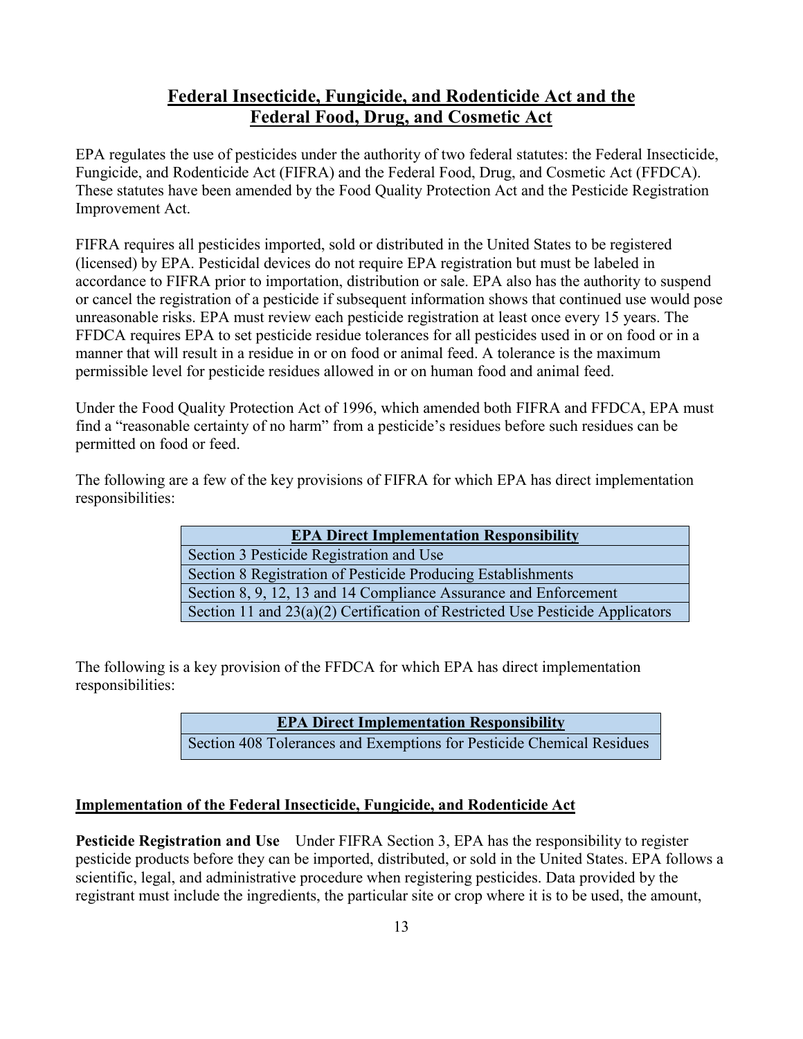## Federal Insecticide, Fungicide, and Rodenticide Act and the Federal Food, Drug, and Cosmetic Act

EPA regulates the use of pesticides under the authority of two federal statutes: the Federal Insecticide, Fungicide, and Rodenticide Act (FIFRA) and the Federal Food, Drug, and Cosmetic Act (FFDCA). These statutes have been amended by the Food Quality Protection Act and the Pesticide Registration Improvement Act.

FIFRA requires all pesticides imported, sold or distributed in the United States to be registered (licensed) by EPA. Pesticidal devices do not require EPA registration but must be labeled in accordance to FIFRA prior to importation, distribution or sale. EPA also has the authority to suspend or cancel the registration of a pesticide if subsequent information shows that continued use would pose unreasonable risks. EPA must review each pesticide registration at least once every 15 years. The FFDCA requires EPA to set pesticide residue tolerances for all pesticides used in or on food or in a manner that will result in a residue in or on food or animal feed. A tolerance is the maximum permissible level for pesticide residues allowed in or on human food and animal feed.

Under the Food Quality Protection Act of 1996, which amended both FIFRA and FFDCA, EPA must find a "reasonable certainty of no harm" from a pesticide's residues before such residues can be permitted on food or feed.

The following are a few of the key provisions of FIFRA for which EPA has direct implementation responsibilities:

| EPA Direct Implementation Responsibility |
|---|
| Section 3 Pesticide Registration and Use |
| Section 8 Registration of Pesticide Producing Establishments |
| Section 8, 9, 12, 13 and 14 Compliance Assurance and Enforcement |
| Section 11 and 23(a)(2) Certification of Restricted Use Pesticide Applicators |

The following is a key provision of the FFDCA for which EPA has direct implementation responsibilities:

| EPA Direct Implementation Responsibility |
|---|
| Section 408 Tolerances and Exemptions for Pesticide Chemical Residues |

### Implementation of the Federal Insecticide, Fungicide, and Rodenticide Act

**Pesticide Registration and Use** Under FIFRA Section 3, EPA has the responsibility to register pesticide products before they can be imported, distributed, or sold in the United States. EPA follows a scientific, legal, and administrative procedure when registering pesticides. Data provided by the registrant must include the ingredients, the particular site or crop where it is to be used, the amount,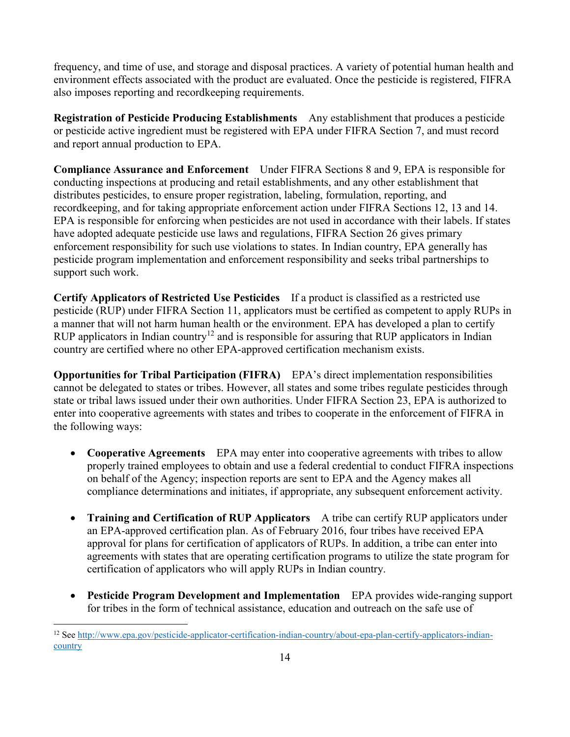frequency, and time of use, and storage and disposal practices. A variety of potential human health and environment effects associated with the product are evaluated. Once the pesticide is registered, FIFRA also imposes reporting and recordkeeping requirements.

**Registration of Pesticide Producing Establishments** Any establishment that produces a pesticide or pesticide active ingredient must be registered with EPA under FIFRA Section 7, and must record and report annual production to EPA.

**Compliance Assurance and Enforcement** Under FIFRA Sections 8 and 9, EPA is responsible for conducting inspections at producing and retail establishments, and any other establishment that distributes pesticides, to ensure proper registration, labeling, formulation, reporting, and recordkeeping, and for taking appropriate enforcement action under FIFRA Sections 12, 13 and 14. EPA is responsible for enforcing when pesticides are not used in accordance with their labels. If states have adopted adequate pesticide use laws and regulations, FIFRA Section 26 gives primary enforcement responsibility for such use violations to states. In Indian country, EPA generally has pesticide program implementation and enforcement responsibility and seeks tribal partnerships to support such work.

**Certify Applicators of Restricted Use Pesticides** If a product is classified as a restricted use pesticide (RUP) under FIFRA Section 11, applicators must be certified as competent to apply RUPs in a manner that will not harm human health or the environment. EPA has developed a plan to certify RUP applicators in Indian country[12] and is responsible for assuring that RUP applicators in Indian country are certified where no other EPA-approved certification mechanism exists.

**Opportunities for Tribal Participation (FIFRA)** EPA's direct implementation responsibilities cannot be delegated to states or tribes. However, all states and some tribes regulate pesticides through state or tribal laws issued under their own authorities. Under FIFRA Section 23, EPA is authorized to enter into cooperative agreements with states and tribes to cooperate in the enforcement of FIFRA in the following ways:

- **Cooperative Agreements** EPA may enter into cooperative agreements with tribes to allow properly trained employees to obtain and use a federal credential to conduct FIFRA inspections on behalf of the Agency; inspection reports are sent to EPA and the Agency makes all compliance determinations and initiates, if appropriate, any subsequent enforcement activity.

- **Training and Certification of RUP Applicators** A tribe can certify RUP applicators under an EPA-approved certification plan. As of February 2016, four tribes have received EPA approval for plans for certification of applicators of RUPs. In addition, a tribe can enter into agreements with states that are operating certification programs to utilize the state program for certification of applicators who will apply RUPs in Indian country.

- **Pesticide Program Development and Implementation** EPA provides wide-ranging support for tribes in the form of technical assistance, education and outreach on the safe use of

---

[12] See http://www.epa.gov/pesticide-applicator-certification-indian-country/about-epa-plan-certify-applicators-indian-country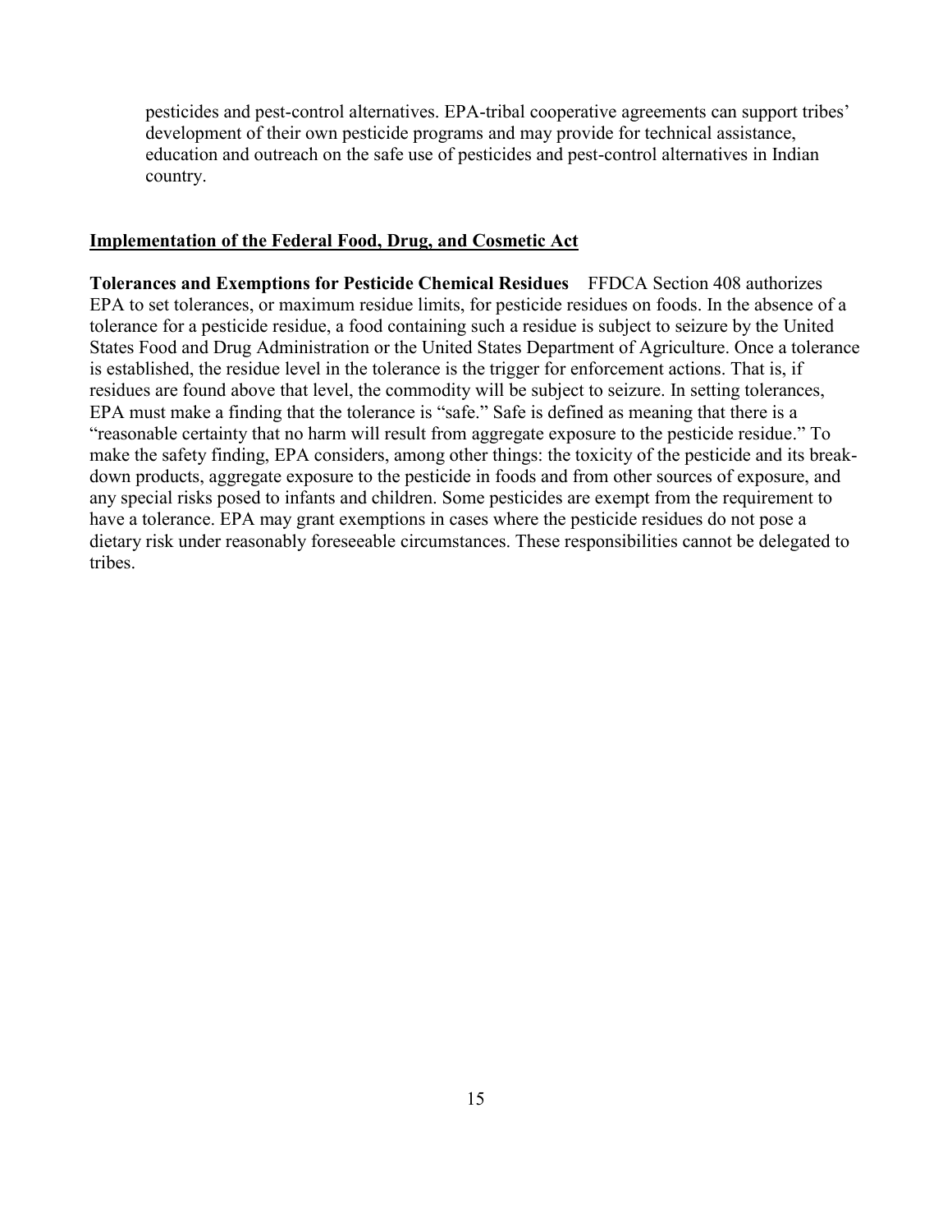pesticides and pest-control alternatives. EPA-tribal cooperative agreements can support tribes' development of their own pesticide programs and may provide for technical assistance, education and outreach on the safe use of pesticides and pest-control alternatives in Indian country.

## Implementation of the Federal Food, Drug, and Cosmetic Act

**Tolerances and Exemptions for Pesticide Chemical Residues** FFDCA Section 408 authorizes EPA to set tolerances, or maximum residue limits, for pesticide residues on foods. In the absence of a tolerance for a pesticide residue, a food containing such a residue is subject to seizure by the United States Food and Drug Administration or the United States Department of Agriculture. Once a tolerance is established, the residue level in the tolerance is the trigger for enforcement actions. That is, if residues are found above that level, the commodity will be subject to seizure. In setting tolerances, EPA must make a finding that the tolerance is "safe." Safe is defined as meaning that there is a "reasonable certainty that no harm will result from aggregate exposure to the pesticide residue." To make the safety finding, EPA considers, among other things: the toxicity of the pesticide and its break-down products, aggregate exposure to the pesticide in foods and from other sources of exposure, and any special risks posed to infants and children. Some pesticides are exempt from the requirement to have a tolerance. EPA may grant exemptions in cases where the pesticide residues do not pose a dietary risk under reasonably foreseeable circumstances. These responsibilities cannot be delegated to tribes.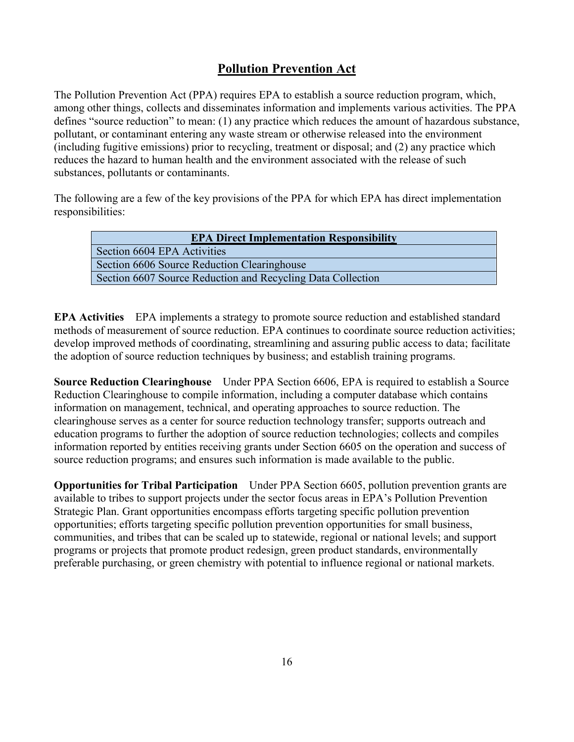## Pollution Prevention Act

The Pollution Prevention Act (PPA) requires EPA to establish a source reduction program, which, among other things, collects and disseminates information and implements various activities. The PPA defines "source reduction" to mean: (1) any practice which reduces the amount of hazardous substance, pollutant, or contaminant entering any waste stream or otherwise released into the environment (including fugitive emissions) prior to recycling, treatment or disposal; and (2) any practice which reduces the hazard to human health and the environment associated with the release of such substances, pollutants or contaminants.

The following are a few of the key provisions of the PPA for which EPA has direct implementation responsibilities:

| EPA Direct Implementation Responsibility |
|---|
| Section 6604 EPA Activities |
| Section 6606 Source Reduction Clearinghouse |
| Section 6607 Source Reduction and Recycling Data Collection |

**EPA Activities** EPA implements a strategy to promote source reduction and established standard methods of measurement of source reduction. EPA continues to coordinate source reduction activities; develop improved methods of coordinating, streamlining and assuring public access to data; facilitate the adoption of source reduction techniques by business; and establish training programs.

**Source Reduction Clearinghouse** Under PPA Section 6606, EPA is required to establish a Source Reduction Clearinghouse to compile information, including a computer database which contains information on management, technical, and operating approaches to source reduction. The clearinghouse serves as a center for source reduction technology transfer; supports outreach and education programs to further the adoption of source reduction technologies; collects and compiles information reported by entities receiving grants under Section 6605 on the operation and success of source reduction programs; and ensures such information is made available to the public.

**Opportunities for Tribal Participation** Under PPA Section 6605, pollution prevention grants are available to tribes to support projects under the sector focus areas in EPA's Pollution Prevention Strategic Plan. Grant opportunities encompass efforts targeting specific pollution prevention opportunities; efforts targeting specific pollution prevention opportunities for small business, communities, and tribes that can be scaled up to statewide, regional or national levels; and support programs or projects that promote product redesign, green product standards, environmentally preferable purchasing, or green chemistry with potential to influence regional or national markets.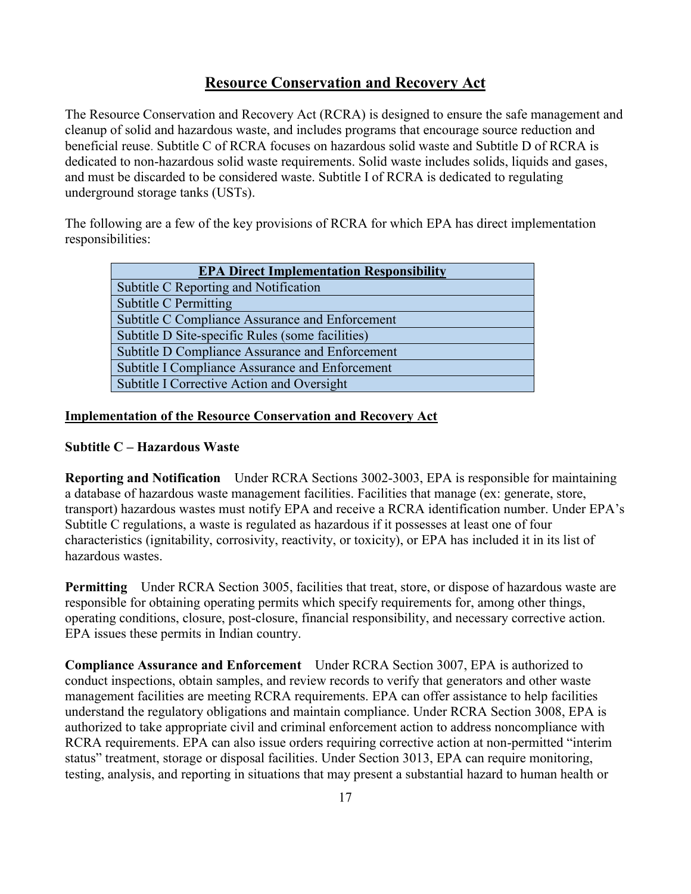# Resource Conservation and Recovery Act

The Resource Conservation and Recovery Act (RCRA) is designed to ensure the safe management and cleanup of solid and hazardous waste, and includes programs that encourage source reduction and beneficial reuse. Subtitle C of RCRA focuses on hazardous solid waste and Subtitle D of RCRA is dedicated to non-hazardous solid waste requirements. Solid waste includes solids, liquids and gases, and must be discarded to be considered waste. Subtitle I of RCRA is dedicated to regulating underground storage tanks (USTs).

The following are a few of the key provisions of RCRA for which EPA has direct implementation responsibilities:

| EPA Direct Implementation Responsibility |
| --- |
| Subtitle C Reporting and Notification |
| Subtitle C Permitting |
| Subtitle C Compliance Assurance and Enforcement |
| Subtitle D Site-specific Rules (some facilities) |
| Subtitle D Compliance Assurance and Enforcement |
| Subtitle I Compliance Assurance and Enforcement |
| Subtitle I Corrective Action and Oversight |

## Implementation of the Resource Conservation and Recovery Act

### Subtitle C – Hazardous Waste

**Reporting and Notification** Under RCRA Sections 3002-3003, EPA is responsible for maintaining a database of hazardous waste management facilities. Facilities that manage (ex: generate, store, transport) hazardous wastes must notify EPA and receive a RCRA identification number. Under EPA's Subtitle C regulations, a waste is regulated as hazardous if it possesses at least one of four characteristics (ignitability, corrosivity, reactivity, or toxicity), or EPA has included it in its list of hazardous wastes.

**Permitting** Under RCRA Section 3005, facilities that treat, store, or dispose of hazardous waste are responsible for obtaining operating permits which specify requirements for, among other things, operating conditions, closure, post-closure, financial responsibility, and necessary corrective action. EPA issues these permits in Indian country.

**Compliance Assurance and Enforcement** Under RCRA Section 3007, EPA is authorized to conduct inspections, obtain samples, and review records to verify that generators and other waste management facilities are meeting RCRA requirements. EPA can offer assistance to help facilities understand the regulatory obligations and maintain compliance. Under RCRA Section 3008, EPA is authorized to take appropriate civil and criminal enforcement action to address noncompliance with RCRA requirements. EPA can also issue orders requiring corrective action at non-permitted "interim status" treatment, storage or disposal facilities. Under Section 3013, EPA can require monitoring, testing, analysis, and reporting in situations that may present a substantial hazard to human health or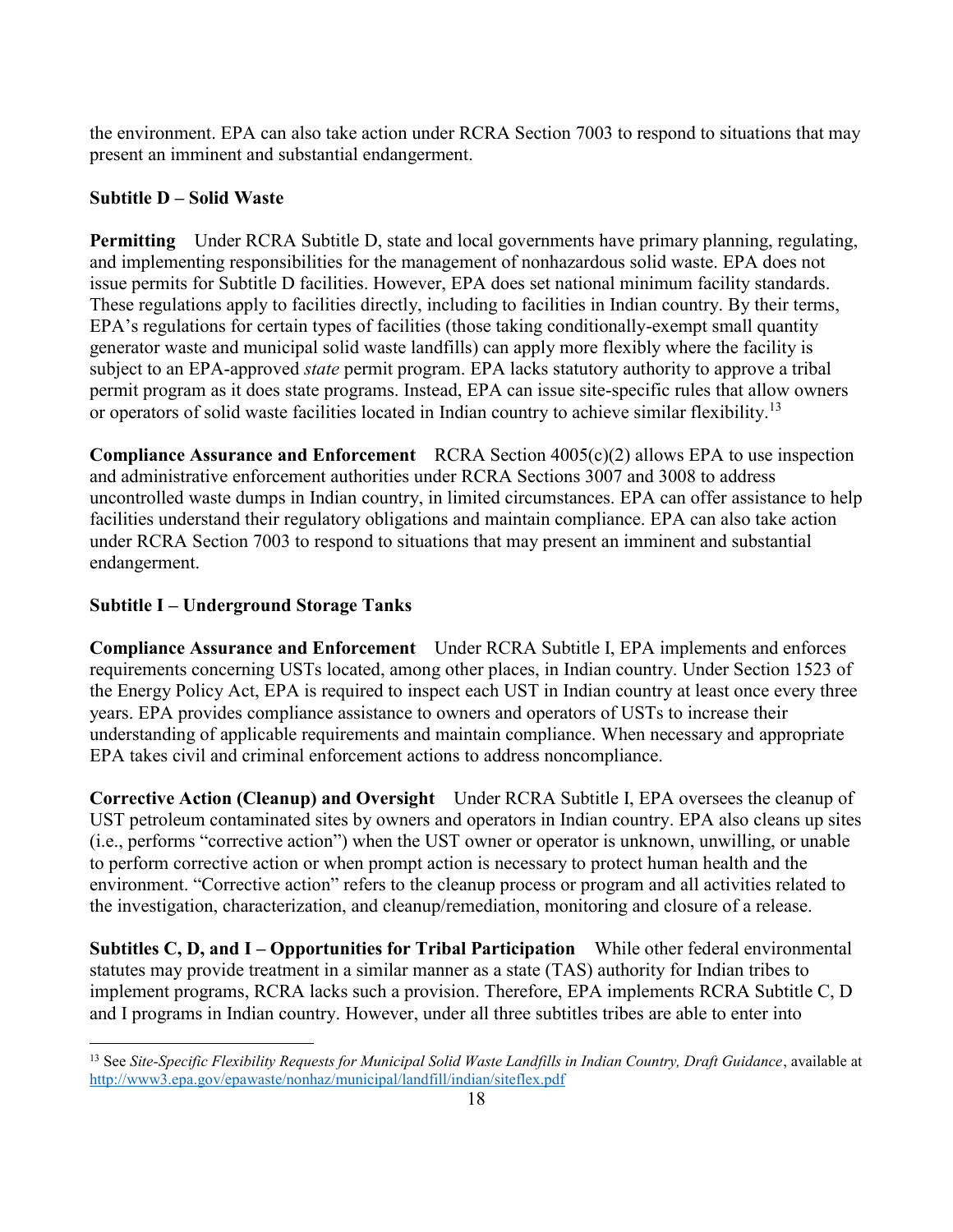the environment. EPA can also take action under RCRA Section 7003 to respond to situations that may present an imminent and substantial endangerment.

**Subtitle D – Solid Waste**

**Permitting** Under RCRA Subtitle D, state and local governments have primary planning, regulating, and implementing responsibilities for the management of nonhazardous solid waste. EPA does not issue permits for Subtitle D facilities. However, EPA does set national minimum facility standards. These regulations apply to facilities directly, including to facilities in Indian country. By their terms, EPA's regulations for certain types of facilities (those taking conditionally-exempt small quantity generator waste and municipal solid waste landfills) can apply more flexibly where the facility is subject to an EPA-approved *state* permit program. EPA lacks statutory authority to approve a tribal permit program as it does state programs. Instead, EPA can issue site-specific rules that allow owners or operators of solid waste facilities located in Indian country to achieve similar flexibility.[13]

**Compliance Assurance and Enforcement** RCRA Section 4005(c)(2) allows EPA to use inspection and administrative enforcement authorities under RCRA Sections 3007 and 3008 to address uncontrolled waste dumps in Indian country, in limited circumstances. EPA can offer assistance to help facilities understand their regulatory obligations and maintain compliance. EPA can also take action under RCRA Section 7003 to respond to situations that may present an imminent and substantial endangerment.

**Subtitle I – Underground Storage Tanks**

**Compliance Assurance and Enforcement** Under RCRA Subtitle I, EPA implements and enforces requirements concerning USTs located, among other places, in Indian country. Under Section 1523 of the Energy Policy Act, EPA is required to inspect each UST in Indian country at least once every three years. EPA provides compliance assistance to owners and operators of USTs to increase their understanding of applicable requirements and maintain compliance. When necessary and appropriate EPA takes civil and criminal enforcement actions to address noncompliance.

**Corrective Action (Cleanup) and Oversight** Under RCRA Subtitle I, EPA oversees the cleanup of UST petroleum contaminated sites by owners and operators in Indian country. EPA also cleans up sites (i.e., performs "corrective action") when the UST owner or operator is unknown, unwilling, or unable to perform corrective action or when prompt action is necessary to protect human health and the environment. "Corrective action" refers to the cleanup process or program and all activities related to the investigation, characterization, and cleanup/remediation, monitoring and closure of a release.

**Subtitles C, D, and I – Opportunities for Tribal Participation** While other federal environmental statutes may provide treatment in a similar manner as a state (TAS) authority for Indian tribes to implement programs, RCRA lacks such a provision. Therefore, EPA implements RCRA Subtitle C, D and I programs in Indian country. However, under all three subtitles tribes are able to enter into

---

[13] See *Site-Specific Flexibility Requests for Municipal Solid Waste Landfills in Indian Country, Draft Guidance*, available at http://www3.epa.gov/epawaste/nonhaz/municipal/landfill/indian/siteflex.pdf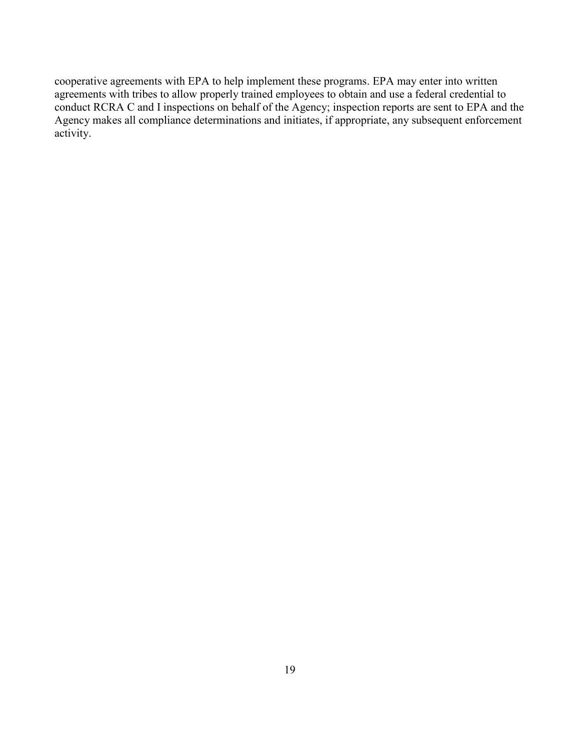cooperative agreements with EPA to help implement these programs. EPA may enter into written agreements with tribes to allow properly trained employees to obtain and use a federal credential to conduct RCRA C and I inspections on behalf of the Agency; inspection reports are sent to EPA and the Agency makes all compliance determinations and initiates, if appropriate, any subsequent enforcement activity.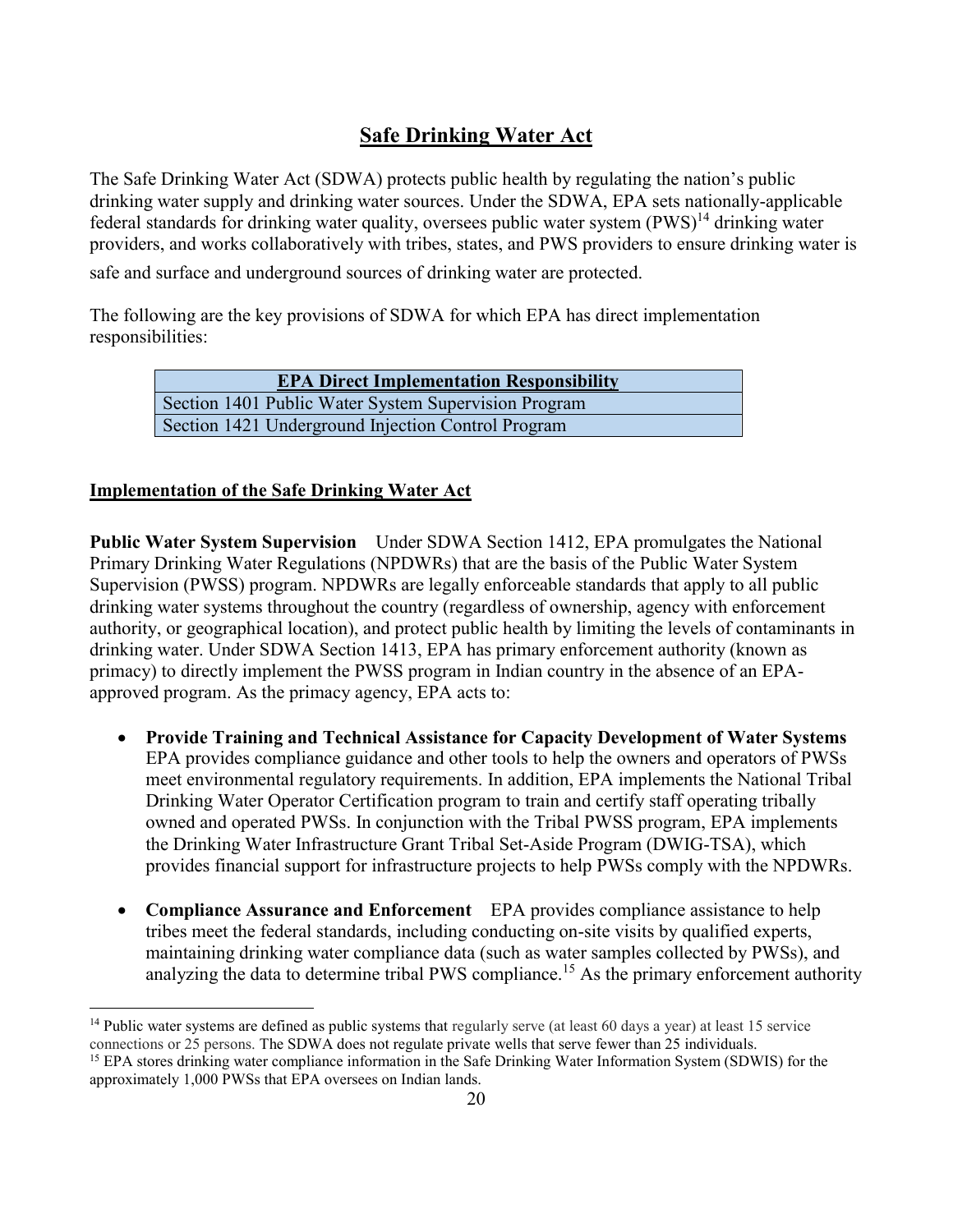## Safe Drinking Water Act

The Safe Drinking Water Act (SDWA) protects public health by regulating the nation's public drinking water supply and drinking water sources. Under the SDWA, EPA sets nationally-applicable federal standards for drinking water quality, oversees public water system (PWS)[14] drinking water providers, and works collaboratively with tribes, states, and PWS providers to ensure drinking water is safe and surface and underground sources of drinking water are protected.

The following are the key provisions of SDWA for which EPA has direct implementation responsibilities:

| EPA Direct Implementation Responsibility |
|---|
| Section 1401 Public Water System Supervision Program |
| Section 1421 Underground Injection Control Program |

### Implementation of the Safe Drinking Water Act

**Public Water System Supervision** Under SDWA Section 1412, EPA promulgates the National Primary Drinking Water Regulations (NPDWRs) that are the basis of the Public Water System Supervision (PWSS) program. NPDWRs are legally enforceable standards that apply to all public drinking water systems throughout the country (regardless of ownership, agency with enforcement authority, or geographical location), and protect public health by limiting the levels of contaminants in drinking water. Under SDWA Section 1413, EPA has primary enforcement authority (known as primacy) to directly implement the PWSS program in Indian country in the absence of an EPA-approved program. As the primacy agency, EPA acts to:

- **Provide Training and Technical Assistance for Capacity Development of Water Systems** EPA provides compliance guidance and other tools to help the owners and operators of PWSs meet environmental regulatory requirements. In addition, EPA implements the National Tribal Drinking Water Operator Certification program to train and certify staff operating tribally owned and operated PWSs. In conjunction with the Tribal PWSS program, EPA implements the Drinking Water Infrastructure Grant Tribal Set-Aside Program (DWIG-TSA), which provides financial support for infrastructure projects to help PWSs comply with the NPDWRs.

- **Compliance Assurance and Enforcement** EPA provides compliance assistance to help tribes meet the federal standards, including conducting on-site visits by qualified experts, maintaining drinking water compliance data (such as water samples collected by PWSs), and analyzing the data to determine tribal PWS compliance.[15] As the primary enforcement authority

---

[14] Public water systems are defined as public systems that regularly serve (at least 60 days a year) at least 15 service connections or 25 persons. The SDWA does not regulate private wells that serve fewer than 25 individuals.

[15] EPA stores drinking water compliance information in the Safe Drinking Water Information System (SDWIS) for the approximately 1,000 PWSs that EPA oversees on Indian lands.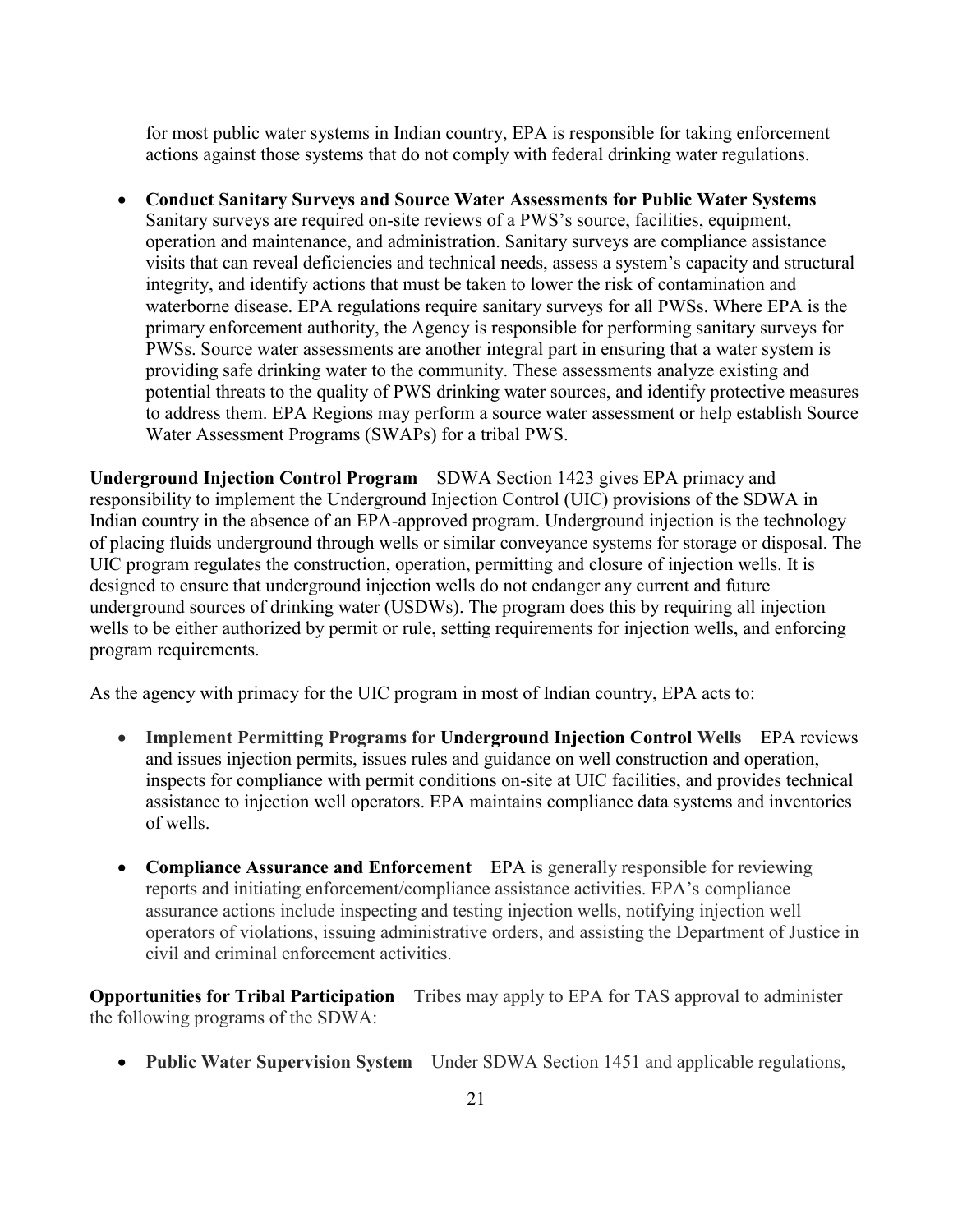for most public water systems in Indian country, EPA is responsible for taking enforcement actions against those systems that do not comply with federal drinking water regulations.

- **Conduct Sanitary Surveys and Source Water Assessments for Public Water Systems** Sanitary surveys are required on-site reviews of a PWS's source, facilities, equipment, operation and maintenance, and administration. Sanitary surveys are compliance assistance visits that can reveal deficiencies and technical needs, assess a system's capacity and structural integrity, and identify actions that must be taken to lower the risk of contamination and waterborne disease. EPA regulations require sanitary surveys for all PWSs. Where EPA is the primary enforcement authority, the Agency is responsible for performing sanitary surveys for PWSs. Source water assessments are another integral part in ensuring that a water system is providing safe drinking water to the community. These assessments analyze existing and potential threats to the quality of PWS drinking water sources, and identify protective measures to address them. EPA Regions may perform a source water assessment or help establish Source Water Assessment Programs (SWAPs) for a tribal PWS.

**Underground Injection Control Program** SDWA Section 1423 gives EPA primacy and responsibility to implement the Underground Injection Control (UIC) provisions of the SDWA in Indian country in the absence of an EPA-approved program. Underground injection is the technology of placing fluids underground through wells or similar conveyance systems for storage or disposal. The UIC program regulates the construction, operation, permitting and closure of injection wells. It is designed to ensure that underground injection wells do not endanger any current and future underground sources of drinking water (USDWs). The program does this by requiring all injection wells to be either authorized by permit or rule, setting requirements for injection wells, and enforcing program requirements.

As the agency with primacy for the UIC program in most of Indian country, EPA acts to:

- **Implement Permitting Programs for Underground Injection Control Wells** EPA reviews and issues injection permits, issues rules and guidance on well construction and operation, inspects for compliance with permit conditions on-site at UIC facilities, and provides technical assistance to injection well operators. EPA maintains compliance data systems and inventories of wells.

- **Compliance Assurance and Enforcement** EPA is generally responsible for reviewing reports and initiating enforcement/compliance assistance activities. EPA's compliance assurance actions include inspecting and testing injection wells, notifying injection well operators of violations, issuing administrative orders, and assisting the Department of Justice in civil and criminal enforcement activities.

**Opportunities for Tribal Participation** Tribes may apply to EPA for TAS approval to administer the following programs of the SDWA:

- **Public Water Supervision System** Under SDWA Section 1451 and applicable regulations,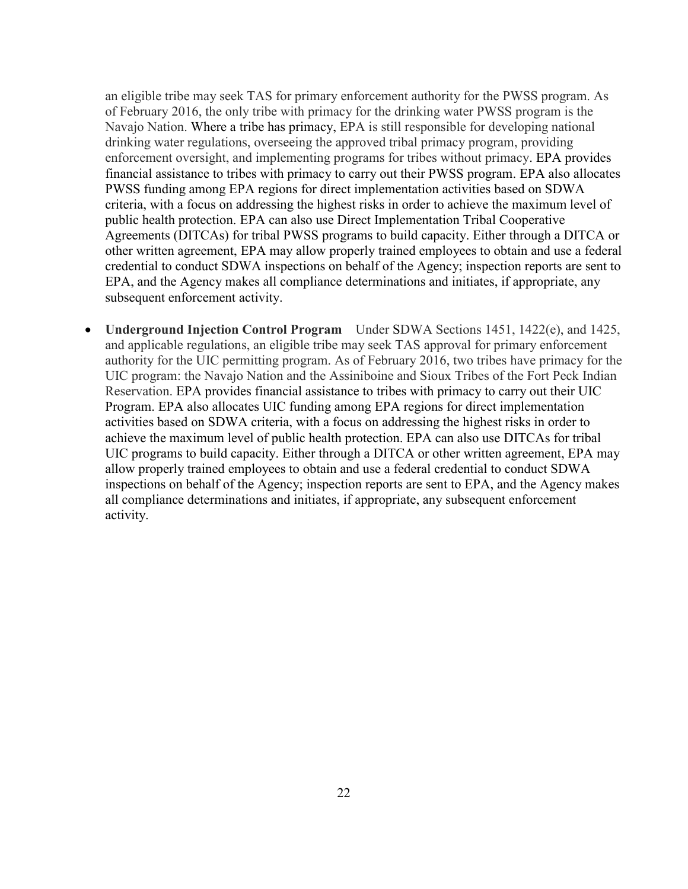an eligible tribe may seek TAS for primary enforcement authority for the PWSS program. As of February 2016, the only tribe with primacy for the drinking water PWSS program is the Navajo Nation. Where a tribe has primacy, EPA is still responsible for developing national drinking water regulations, overseeing the approved tribal primacy program, providing enforcement oversight, and implementing programs for tribes without primacy. EPA provides financial assistance to tribes with primacy to carry out their PWSS program. EPA also allocates PWSS funding among EPA regions for direct implementation activities based on SDWA criteria, with a focus on addressing the highest risks in order to achieve the maximum level of public health protection. EPA can also use Direct Implementation Tribal Cooperative Agreements (DITCAs) for tribal PWSS programs to build capacity. Either through a DITCA or other written agreement, EPA may allow properly trained employees to obtain and use a federal credential to conduct SDWA inspections on behalf of the Agency; inspection reports are sent to EPA, and the Agency makes all compliance determinations and initiates, if appropriate, any subsequent enforcement activity.

- **Underground Injection Control Program** Under SDWA Sections 1451, 1422(e), and 1425, and applicable regulations, an eligible tribe may seek TAS approval for primary enforcement authority for the UIC permitting program. As of February 2016, two tribes have primacy for the UIC program: the Navajo Nation and the Assiniboine and Sioux Tribes of the Fort Peck Indian Reservation. EPA provides financial assistance to tribes with primacy to carry out their UIC Program. EPA also allocates UIC funding among EPA regions for direct implementation activities based on SDWA criteria, with a focus on addressing the highest risks in order to achieve the maximum level of public health protection. EPA can also use DITCAs for tribal UIC programs to build capacity. Either through a DITCA or other written agreement, EPA may allow properly trained employees to obtain and use a federal credential to conduct SDWA inspections on behalf of the Agency; inspection reports are sent to EPA, and the Agency makes all compliance determinations and initiates, if appropriate, any subsequent enforcement activity.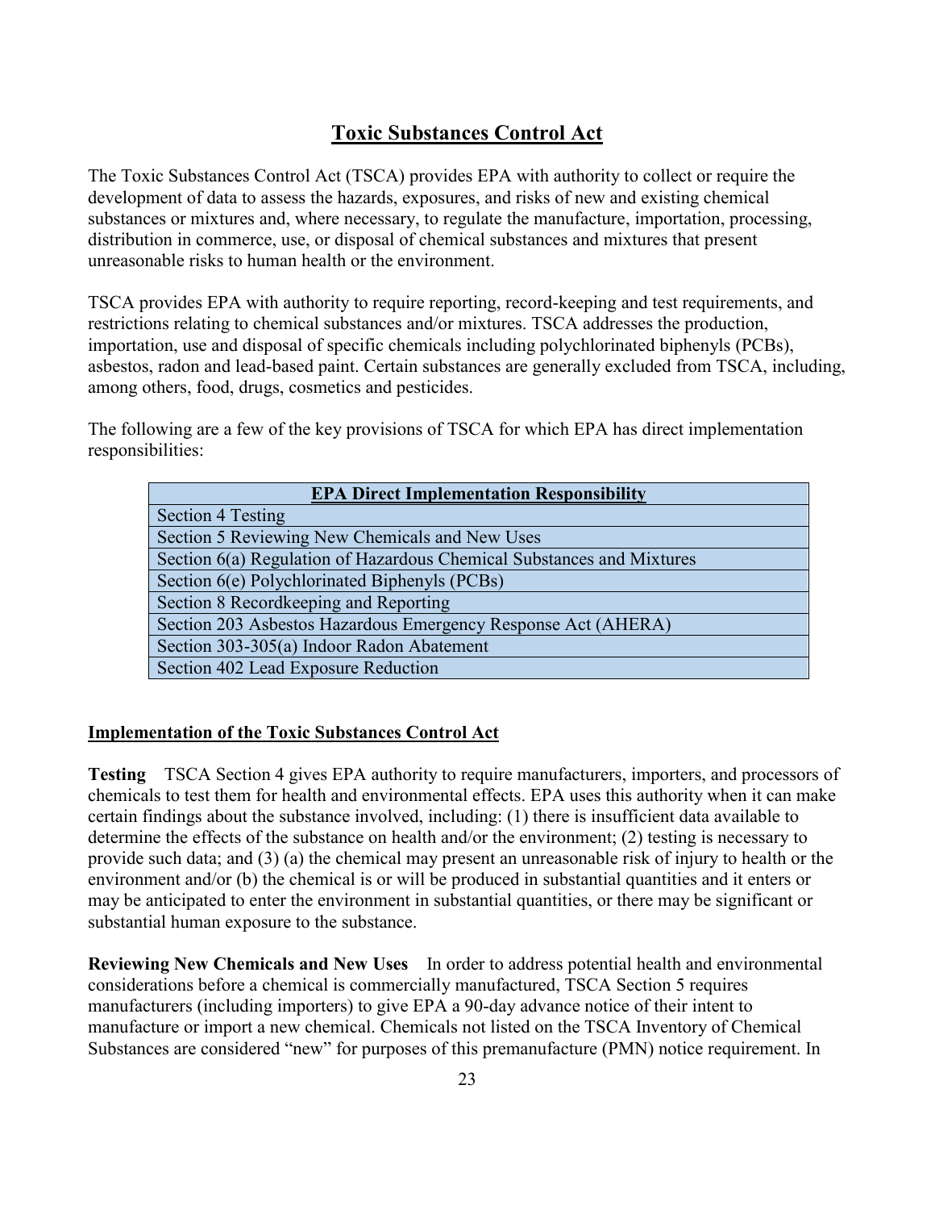# Toxic Substances Control Act

The Toxic Substances Control Act (TSCA) provides EPA with authority to collect or require the development of data to assess the hazards, exposures, and risks of new and existing chemical substances or mixtures and, where necessary, to regulate the manufacture, importation, processing, distribution in commerce, use, or disposal of chemical substances and mixtures that present unreasonable risks to human health or the environment.

TSCA provides EPA with authority to require reporting, record-keeping and test requirements, and restrictions relating to chemical substances and/or mixtures. TSCA addresses the production, importation, use and disposal of specific chemicals including polychlorinated biphenyls (PCBs), asbestos, radon and lead-based paint. Certain substances are generally excluded from TSCA, including, among others, food, drugs, cosmetics and pesticides.

The following are a few of the key provisions of TSCA for which EPA has direct implementation responsibilities:

| EPA Direct Implementation Responsibility |
| --- |
| Section 4 Testing |
| Section 5 Reviewing New Chemicals and New Uses |
| Section 6(a) Regulation of Hazardous Chemical Substances and Mixtures |
| Section 6(e) Polychlorinated Biphenyls (PCBs) |
| Section 8 Recordkeeping and Reporting |
| Section 203 Asbestos Hazardous Emergency Response Act (AHERA) |
| Section 303-305(a) Indoor Radon Abatement |
| Section 402 Lead Exposure Reduction |

## Implementation of the Toxic Substances Control Act

**Testing** TSCA Section 4 gives EPA authority to require manufacturers, importers, and processors of chemicals to test them for health and environmental effects. EPA uses this authority when it can make certain findings about the substance involved, including: (1) there is insufficient data available to determine the effects of the substance on health and/or the environment; (2) testing is necessary to provide such data; and (3) (a) the chemical may present an unreasonable risk of injury to health or the environment and/or (b) the chemical is or will be produced in substantial quantities and it enters or may be anticipated to enter the environment in substantial quantities, or there may be significant or substantial human exposure to the substance.

**Reviewing New Chemicals and New Uses** In order to address potential health and environmental considerations before a chemical is commercially manufactured, TSCA Section 5 requires manufacturers (including importers) to give EPA a 90-day advance notice of their intent to manufacture or import a new chemical. Chemicals not listed on the TSCA Inventory of Chemical Substances are considered "new" for purposes of this premanufacture (PMN) notice requirement. In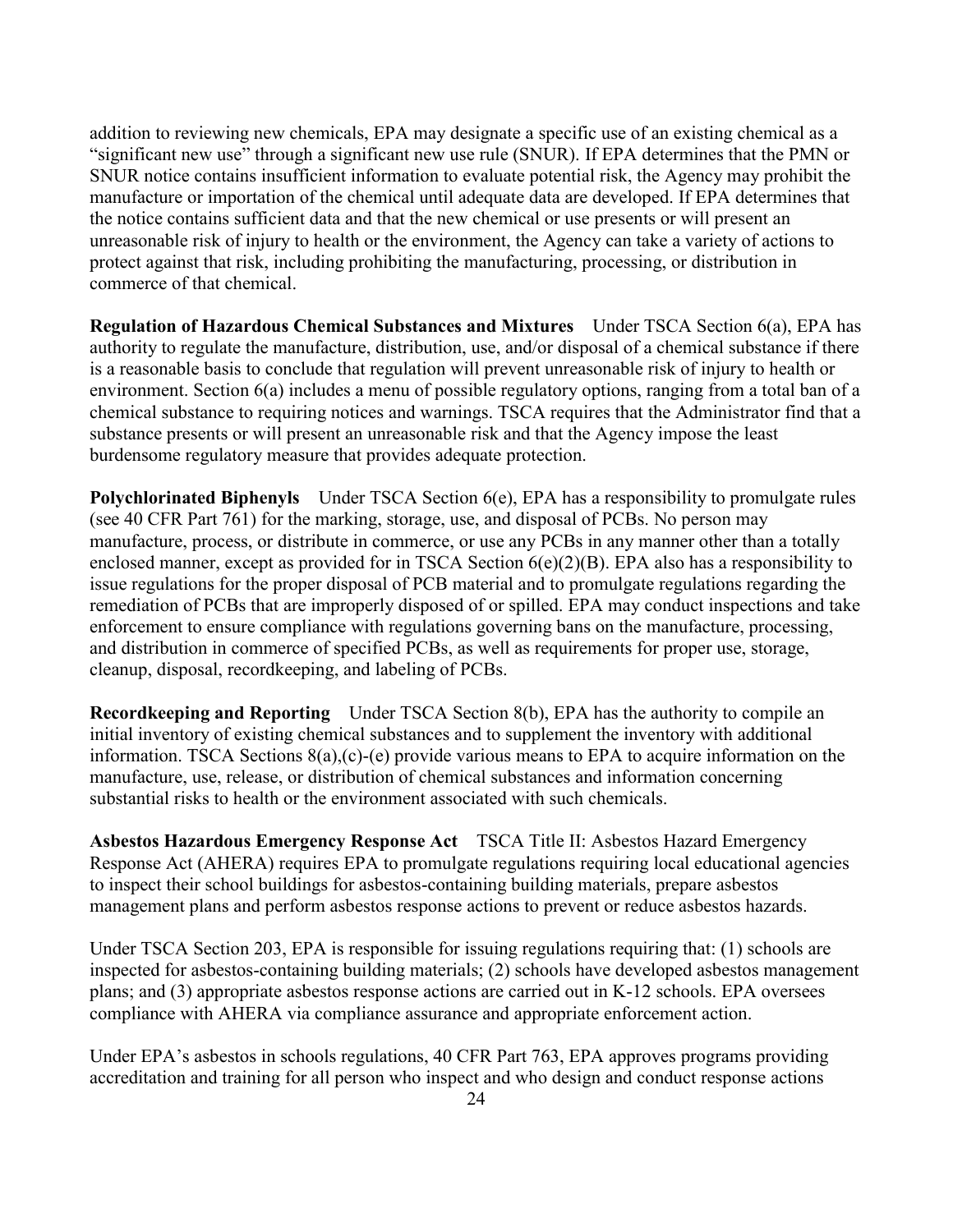addition to reviewing new chemicals, EPA may designate a specific use of an existing chemical as a "significant new use" through a significant new use rule (SNUR). If EPA determines that the PMN or SNUR notice contains insufficient information to evaluate potential risk, the Agency may prohibit the manufacture or importation of the chemical until adequate data are developed. If EPA determines that the notice contains sufficient data and that the new chemical or use presents or will present an unreasonable risk of injury to health or the environment, the Agency can take a variety of actions to protect against that risk, including prohibiting the manufacturing, processing, or distribution in commerce of that chemical.

**Regulation of Hazardous Chemical Substances and Mixtures** Under TSCA Section 6(a), EPA has authority to regulate the manufacture, distribution, use, and/or disposal of a chemical substance if there is a reasonable basis to conclude that regulation will prevent unreasonable risk of injury to health or environment. Section 6(a) includes a menu of possible regulatory options, ranging from a total ban of a chemical substance to requiring notices and warnings. TSCA requires that the Administrator find that a substance presents or will present an unreasonable risk and that the Agency impose the least burdensome regulatory measure that provides adequate protection.

**Polychlorinated Biphenyls** Under TSCA Section 6(e), EPA has a responsibility to promulgate rules (see 40 CFR Part 761) for the marking, storage, use, and disposal of PCBs. No person may manufacture, process, or distribute in commerce, or use any PCBs in any manner other than a totally enclosed manner, except as provided for in TSCA Section 6(e)(2)(B). EPA also has a responsibility to issue regulations for the proper disposal of PCB material and to promulgate regulations regarding the remediation of PCBs that are improperly disposed of or spilled. EPA may conduct inspections and take enforcement to ensure compliance with regulations governing bans on the manufacture, processing, and distribution in commerce of specified PCBs, as well as requirements for proper use, storage, cleanup, disposal, recordkeeping, and labeling of PCBs.

**Recordkeeping and Reporting** Under TSCA Section 8(b), EPA has the authority to compile an initial inventory of existing chemical substances and to supplement the inventory with additional information. TSCA Sections 8(a),(c)-(e) provide various means to EPA to acquire information on the manufacture, use, release, or distribution of chemical substances and information concerning substantial risks to health or the environment associated with such chemicals.

**Asbestos Hazardous Emergency Response Act** TSCA Title II: Asbestos Hazard Emergency Response Act (AHERA) requires EPA to promulgate regulations requiring local educational agencies to inspect their school buildings for asbestos-containing building materials, prepare asbestos management plans and perform asbestos response actions to prevent or reduce asbestos hazards.

Under TSCA Section 203, EPA is responsible for issuing regulations requiring that: (1) schools are inspected for asbestos-containing building materials; (2) schools have developed asbestos management plans; and (3) appropriate asbestos response actions are carried out in K-12 schools. EPA oversees compliance with AHERA via compliance assurance and appropriate enforcement action.

Under EPA's asbestos in schools regulations, 40 CFR Part 763, EPA approves programs providing accreditation and training for all person who inspect and who design and conduct response actions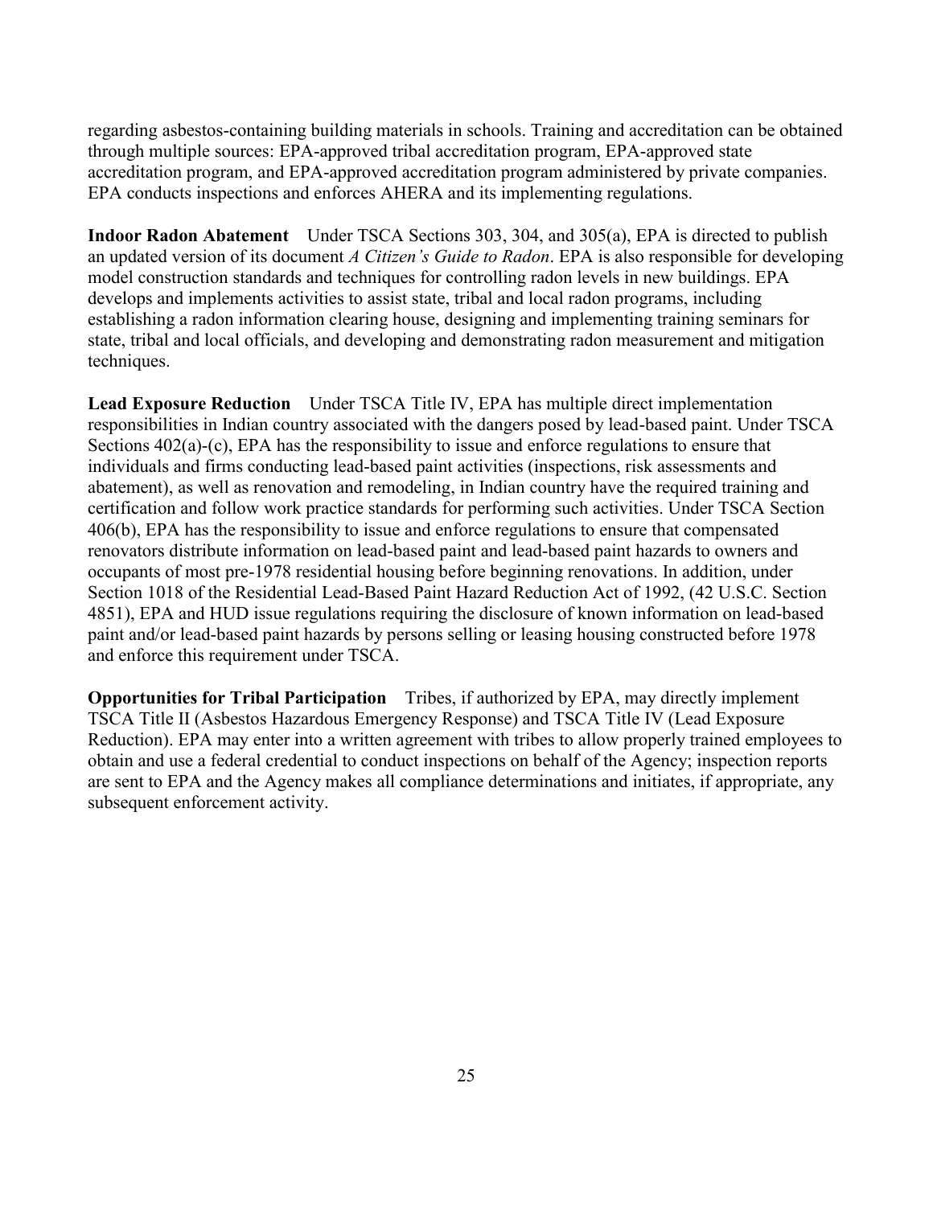regarding asbestos-containing building materials in schools. Training and accreditation can be obtained through multiple sources: EPA-approved tribal accreditation program, EPA-approved state accreditation program, and EPA-approved accreditation program administered by private companies. EPA conducts inspections and enforces AHERA and its implementing regulations.

**Indoor Radon Abatement** Under TSCA Sections 303, 304, and 305(a), EPA is directed to publish an updated version of its document *A Citizen's Guide to Radon*. EPA is also responsible for developing model construction standards and techniques for controlling radon levels in new buildings. EPA develops and implements activities to assist state, tribal and local radon programs, including establishing a radon information clearing house, designing and implementing training seminars for state, tribal and local officials, and developing and demonstrating radon measurement and mitigation techniques.

**Lead Exposure Reduction** Under TSCA Title IV, EPA has multiple direct implementation responsibilities in Indian country associated with the dangers posed by lead-based paint. Under TSCA Sections 402(a)-(c), EPA has the responsibility to issue and enforce regulations to ensure that individuals and firms conducting lead-based paint activities (inspections, risk assessments and abatement), as well as renovation and remodeling, in Indian country have the required training and certification and follow work practice standards for performing such activities. Under TSCA Section 406(b), EPA has the responsibility to issue and enforce regulations to ensure that compensated renovators distribute information on lead-based paint and lead-based paint hazards to owners and occupants of most pre-1978 residential housing before beginning renovations. In addition, under Section 1018 of the Residential Lead-Based Paint Hazard Reduction Act of 1992, (42 U.S.C. Section 4851), EPA and HUD issue regulations requiring the disclosure of known information on lead-based paint and/or lead-based paint hazards by persons selling or leasing housing constructed before 1978 and enforce this requirement under TSCA.

**Opportunities for Tribal Participation** Tribes, if authorized by EPA, may directly implement TSCA Title II (Asbestos Hazardous Emergency Response) and TSCA Title IV (Lead Exposure Reduction). EPA may enter into a written agreement with tribes to allow properly trained employees to obtain and use a federal credential to conduct inspections on behalf of the Agency; inspection reports are sent to EPA and the Agency makes all compliance determinations and initiates, if appropriate, any subsequent enforcement activity.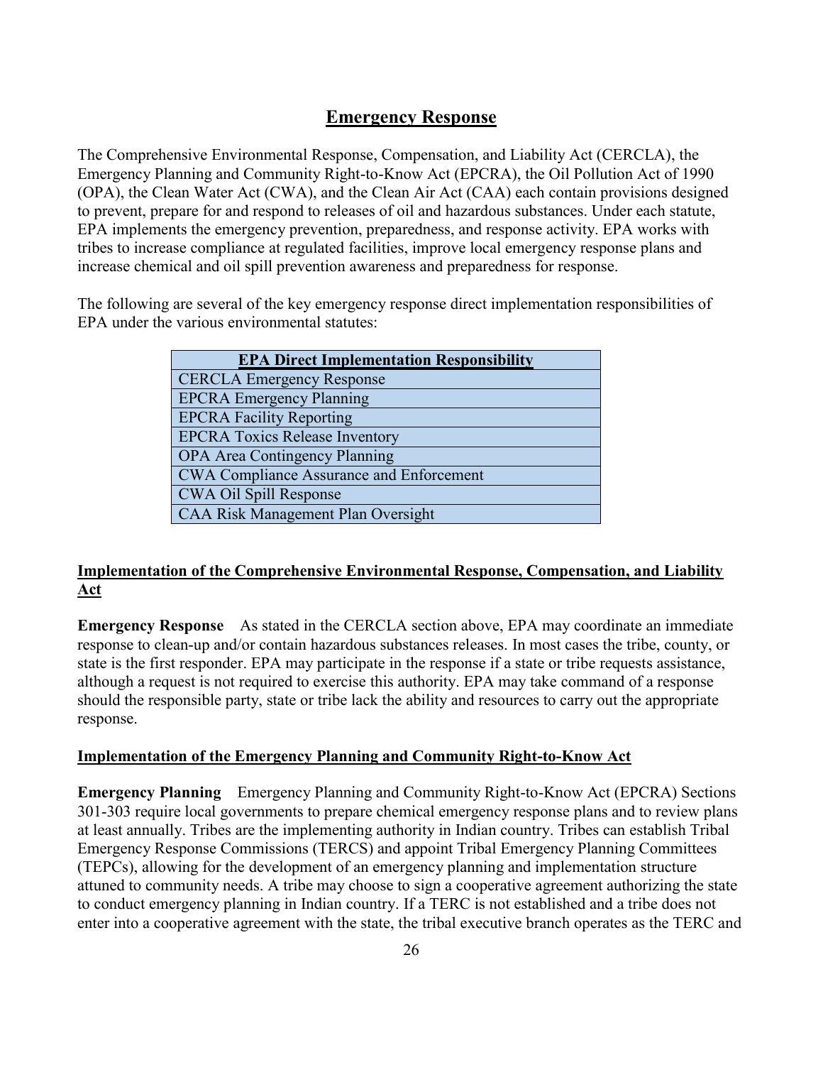## Emergency Response

The Comprehensive Environmental Response, Compensation, and Liability Act (CERCLA), the Emergency Planning and Community Right-to-Know Act (EPCRA), the Oil Pollution Act of 1990 (OPA), the Clean Water Act (CWA), and the Clean Air Act (CAA) each contain provisions designed to prevent, prepare for and respond to releases of oil and hazardous substances. Under each statute, EPA implements the emergency prevention, preparedness, and response activity. EPA works with tribes to increase compliance at regulated facilities, improve local emergency response plans and increase chemical and oil spill prevention awareness and preparedness for response.

The following are several of the key emergency response direct implementation responsibilities of EPA under the various environmental statutes:

| EPA Direct Implementation Responsibility |
| --- |
| CERCLA Emergency Response |
| EPCRA Emergency Planning |
| EPCRA Facility Reporting |
| EPCRA Toxics Release Inventory |
| OPA Area Contingency Planning |
| CWA Compliance Assurance and Enforcement |
| CWA Oil Spill Response |
| CAA Risk Management Plan Oversight |

### Implementation of the Comprehensive Environmental Response, Compensation, and Liability Act

**Emergency Response** As stated in the CERCLA section above, EPA may coordinate an immediate response to clean-up and/or contain hazardous substances releases. In most cases the tribe, county, or state is the first responder. EPA may participate in the response if a state or tribe requests assistance, although a request is not required to exercise this authority. EPA may take command of a response should the responsible party, state or tribe lack the ability and resources to carry out the appropriate response.

### Implementation of the Emergency Planning and Community Right-to-Know Act

**Emergency Planning** Emergency Planning and Community Right-to-Know Act (EPCRA) Sections 301-303 require local governments to prepare chemical emergency response plans and to review plans at least annually. Tribes are the implementing authority in Indian country. Tribes can establish Tribal Emergency Response Commissions (TERCS) and appoint Tribal Emergency Planning Committees (TEPCs), allowing for the development of an emergency planning and implementation structure attuned to community needs. A tribe may choose to sign a cooperative agreement authorizing the state to conduct emergency planning in Indian country. If a TERC is not established and a tribe does not enter into a cooperative agreement with the state, the tribal executive branch operates as the TERC and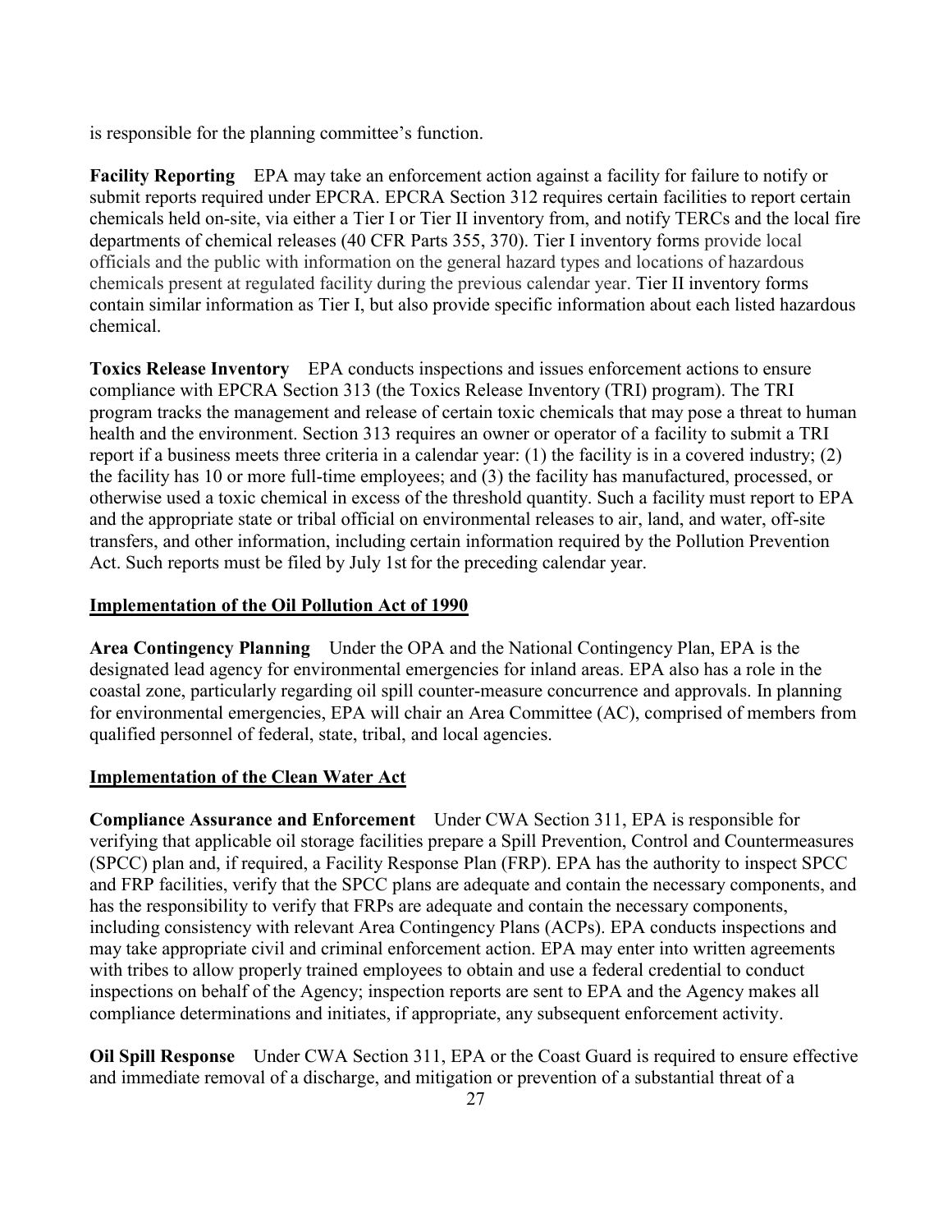is responsible for the planning committee's function.

**Facility Reporting** EPA may take an enforcement action against a facility for failure to notify or submit reports required under EPCRA. EPCRA Section 312 requires certain facilities to report certain chemicals held on-site, via either a Tier I or Tier II inventory from, and notify TERCs and the local fire departments of chemical releases (40 CFR Parts 355, 370). Tier I inventory forms provide local officials and the public with information on the general hazard types and locations of hazardous chemicals present at regulated facility during the previous calendar year. Tier II inventory forms contain similar information as Tier I, but also provide specific information about each listed hazardous chemical.

**Toxics Release Inventory** EPA conducts inspections and issues enforcement actions to ensure compliance with EPCRA Section 313 (the Toxics Release Inventory (TRI) program). The TRI program tracks the management and release of certain toxic chemicals that may pose a threat to human health and the environment. Section 313 requires an owner or operator of a facility to submit a TRI report if a business meets three criteria in a calendar year: (1) the facility is in a covered industry; (2) the facility has 10 or more full-time employees; and (3) the facility has manufactured, processed, or otherwise used a toxic chemical in excess of the threshold quantity. Such a facility must report to EPA and the appropriate state or tribal official on environmental releases to air, land, and water, off-site transfers, and other information, including certain information required by the Pollution Prevention Act. Such reports must be filed by July 1st for the preceding calendar year.

**Implementation of the Oil Pollution Act of 1990**

**Area Contingency Planning** Under the OPA and the National Contingency Plan, EPA is the designated lead agency for environmental emergencies for inland areas. EPA also has a role in the coastal zone, particularly regarding oil spill counter-measure concurrence and approvals. In planning for environmental emergencies, EPA will chair an Area Committee (AC), comprised of members from qualified personnel of federal, state, tribal, and local agencies.

**Implementation of the Clean Water Act**

**Compliance Assurance and Enforcement** Under CWA Section 311, EPA is responsible for verifying that applicable oil storage facilities prepare a Spill Prevention, Control and Countermeasures (SPCC) plan and, if required, a Facility Response Plan (FRP). EPA has the authority to inspect SPCC and FRP facilities, verify that the SPCC plans are adequate and contain the necessary components, and has the responsibility to verify that FRPs are adequate and contain the necessary components, including consistency with relevant Area Contingency Plans (ACPs). EPA conducts inspections and may take appropriate civil and criminal enforcement action. EPA may enter into written agreements with tribes to allow properly trained employees to obtain and use a federal credential to conduct inspections on behalf of the Agency; inspection reports are sent to EPA and the Agency makes all compliance determinations and initiates, if appropriate, any subsequent enforcement activity.

**Oil Spill Response** Under CWA Section 311, EPA or the Coast Guard is required to ensure effective and immediate removal of a discharge, and mitigation or prevention of a substantial threat of a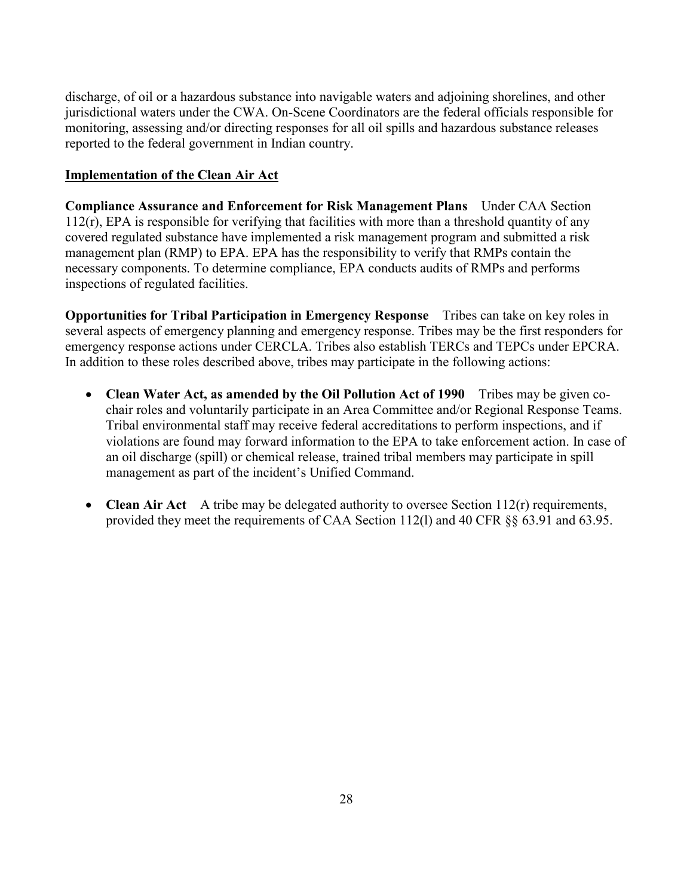discharge, of oil or a hazardous substance into navigable waters and adjoining shorelines, and other jurisdictional waters under the CWA. On-Scene Coordinators are the federal officials responsible for monitoring, assessing and/or directing responses for all oil spills and hazardous substance releases reported to the federal government in Indian country.

## Implementation of the Clean Air Act

**Compliance Assurance and Enforcement for Risk Management Plans** Under CAA Section 112(r), EPA is responsible for verifying that facilities with more than a threshold quantity of any covered regulated substance have implemented a risk management program and submitted a risk management plan (RMP) to EPA. EPA has the responsibility to verify that RMPs contain the necessary components. To determine compliance, EPA conducts audits of RMPs and performs inspections of regulated facilities.

**Opportunities for Tribal Participation in Emergency Response** Tribes can take on key roles in several aspects of emergency planning and emergency response. Tribes may be the first responders for emergency response actions under CERCLA. Tribes also establish TERCs and TEPCs under EPCRA. In addition to these roles described above, tribes may participate in the following actions:

- **Clean Water Act, as amended by the Oil Pollution Act of 1990** Tribes may be given co-chair roles and voluntarily participate in an Area Committee and/or Regional Response Teams. Tribal environmental staff may receive federal accreditations to perform inspections, and if violations are found may forward information to the EPA to take enforcement action. In case of an oil discharge (spill) or chemical release, trained tribal members may participate in spill management as part of the incident's Unified Command.

- **Clean Air Act** A tribe may be delegated authority to oversee Section 112(r) requirements, provided they meet the requirements of CAA Section 112(l) and 40 CFR §§ 63.91 and 63.95.